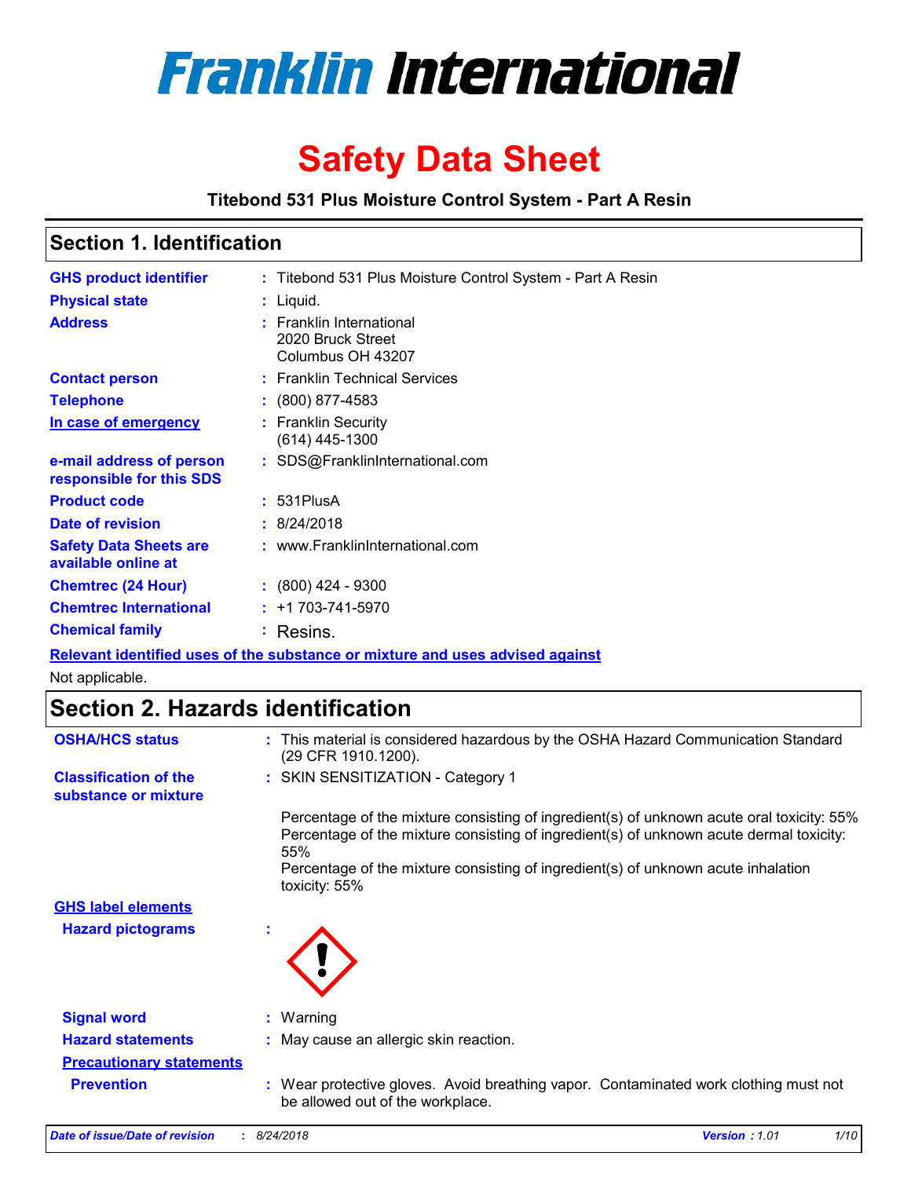# Franklin International

# Safety Data Sheet

**Titebond 531 Plus Moisture Control System - Part A Resin**

## Section 1. Identification

| | | |
|---|---|---|
| **GHS product identifier** | : | Titebond 531 Plus Moisture Control System - Part A Resin |
| **Physical state** | : | Liquid. |
| **Address** | : | Franklin International<br>2020 Bruck Street<br>Columbus OH 43207 |
| **Contact person** | : | Franklin Technical Services |
| **Telephone** | : | (800) 877-4583 |
| **In case of emergency** | : | Franklin Security<br>(614) 445-1300 |
| **e-mail address of person responsible for this SDS** | : | SDS@FranklinInternational.com |
| **Product code** | : | 531PlusA |
| **Date of revision** | : | 8/24/2018 |
| **Safety Data Sheets are available online at** | : | www.FranklinInternational.com |
| **Chemtrec (24 Hour)** | : | (800) 424 - 9300 |
| **Chemtrec International** | : | +1 703-741-5970 |
| **Chemical family** | : | Resins. |

**Relevant identified uses of the substance or mixture and uses advised against**

Not applicable.

## Section 2. Hazards identification

| | | |
|---|---|---|
| **OSHA/HCS status** | : | This material is considered hazardous by the OSHA Hazard Communication Standard (29 CFR 1910.1200). |
| **Classification of the substance or mixture** | : | SKIN SENSITIZATION - Category 1<br><br>Percentage of the mixture consisting of ingredient(s) of unknown acute oral toxicity: 55%<br>Percentage of the mixture consisting of ingredient(s) of unknown acute dermal toxicity: 55%<br>Percentage of the mixture consisting of ingredient(s) of unknown acute inhalation toxicity: 55% |

**GHS label elements**

| | | |
|---|---|---|
| **Hazard pictograms** | : | |
| **Signal word** | : | Warning |
| **Hazard statements** | : | May cause an allergic skin reaction. |

**Precautionary statements**

| | | |
|---|---|---|
| **Prevention** | : | Wear protective gloves. Avoid breathing vapor. Contaminated work clothing must not be allowed out of the workplace. |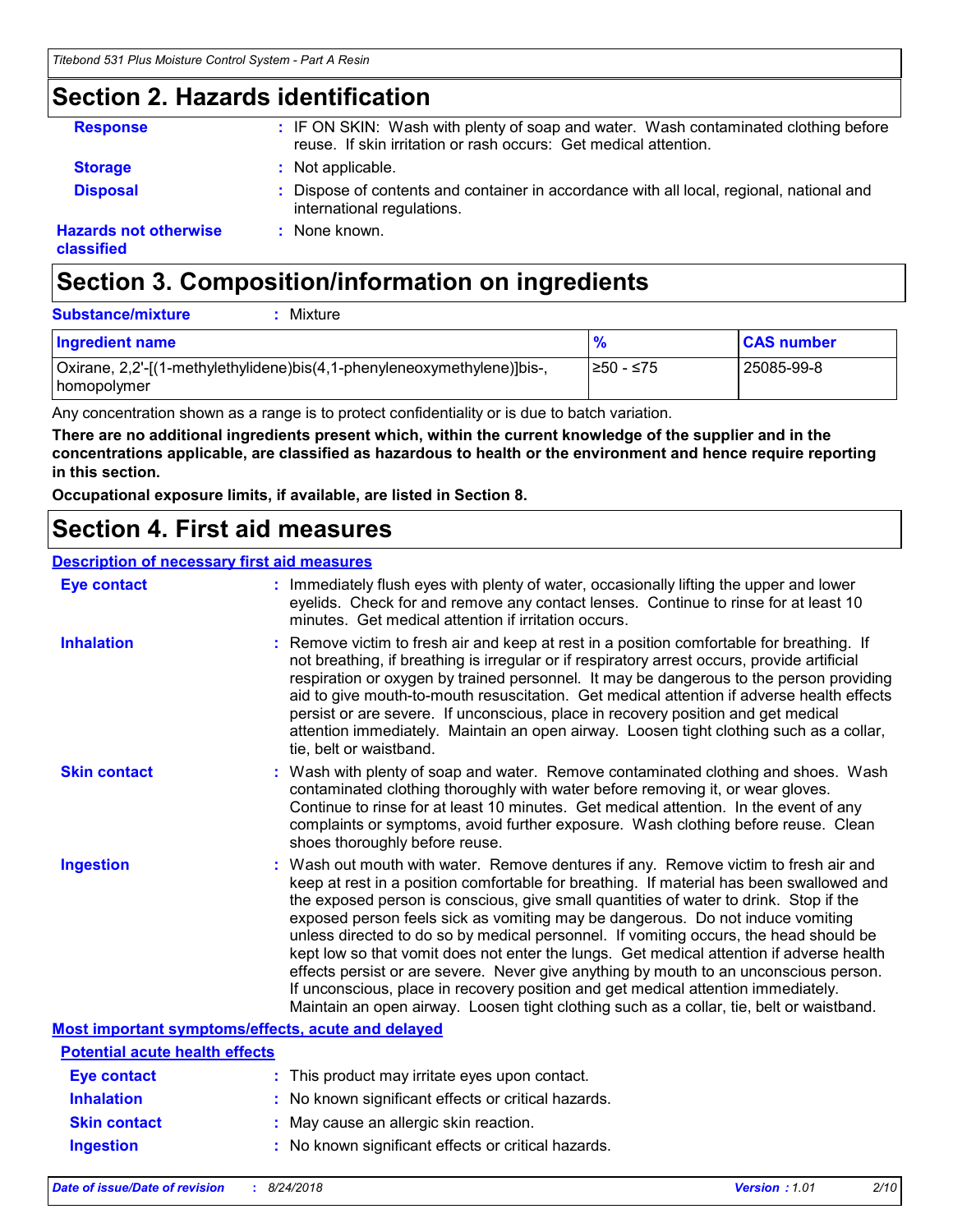## Section 2. Hazards identification

**Response** : IF ON SKIN: Wash with plenty of soap and water. Wash contaminated clothing before reuse. If skin irritation or rash occurs: Get medical attention.

**Storage** : Not applicable.

**Disposal** : Dispose of contents and container in accordance with all local, regional, national and international regulations.

**Hazards not otherwise classified** : None known.

## Section 3. Composition/information on ingredients

**Substance/mixture** : Mixture

| Ingredient name | % | CAS number |
|---|---|---|
| Oxirane, 2,2'-[(1-methylethylidene)bis(4,1-phenyleneoxymethylene)]bis-, homopolymer | ≥50 - ≤75 | 25085-99-8 |

Any concentration shown as a range is to protect confidentiality or is due to batch variation.

**There are no additional ingredients present which, within the current knowledge of the supplier and in the concentrations applicable, are classified as hazardous to health or the environment and hence require reporting in this section.**

**Occupational exposure limits, if available, are listed in Section 8.**

## Section 4. First aid measures

### Description of necessary first aid measures

**Eye contact** : Immediately flush eyes with plenty of water, occasionally lifting the upper and lower eyelids. Check for and remove any contact lenses. Continue to rinse for at least 10 minutes. Get medical attention if irritation occurs.

**Inhalation** : Remove victim to fresh air and keep at rest in a position comfortable for breathing. If not breathing, if breathing is irregular or if respiratory arrest occurs, provide artificial respiration or oxygen by trained personnel. It may be dangerous to the person providing aid to give mouth-to-mouth resuscitation. Get medical attention if adverse health effects persist or are severe. If unconscious, place in recovery position and get medical attention immediately. Maintain an open airway. Loosen tight clothing such as a collar, tie, belt or waistband.

**Skin contact** : Wash with plenty of soap and water. Remove contaminated clothing and shoes. Wash contaminated clothing thoroughly with water before removing it, or wear gloves. Continue to rinse for at least 10 minutes. Get medical attention. In the event of any complaints or symptoms, avoid further exposure. Wash clothing before reuse. Clean shoes thoroughly before reuse.

**Ingestion** : Wash out mouth with water. Remove dentures if any. Remove victim to fresh air and keep at rest in a position comfortable for breathing. If material has been swallowed and the exposed person is conscious, give small quantities of water to drink. Stop if the exposed person feels sick as vomiting may be dangerous. Do not induce vomiting unless directed to do so by medical personnel. If vomiting occurs, the head should be kept low so that vomit does not enter the lungs. Get medical attention if adverse health effects persist or are severe. Never give anything by mouth to an unconscious person. If unconscious, place in recovery position and get medical attention immediately. Maintain an open airway. Loosen tight clothing such as a collar, tie, belt or waistband.

### Most important symptoms/effects, acute and delayed

#### Potential acute health effects

**Eye contact** : This product may irritate eyes upon contact.

**Inhalation** : No known significant effects or critical hazards.

**Skin contact** : May cause an allergic skin reaction.

**Ingestion** : No known significant effects or critical hazards.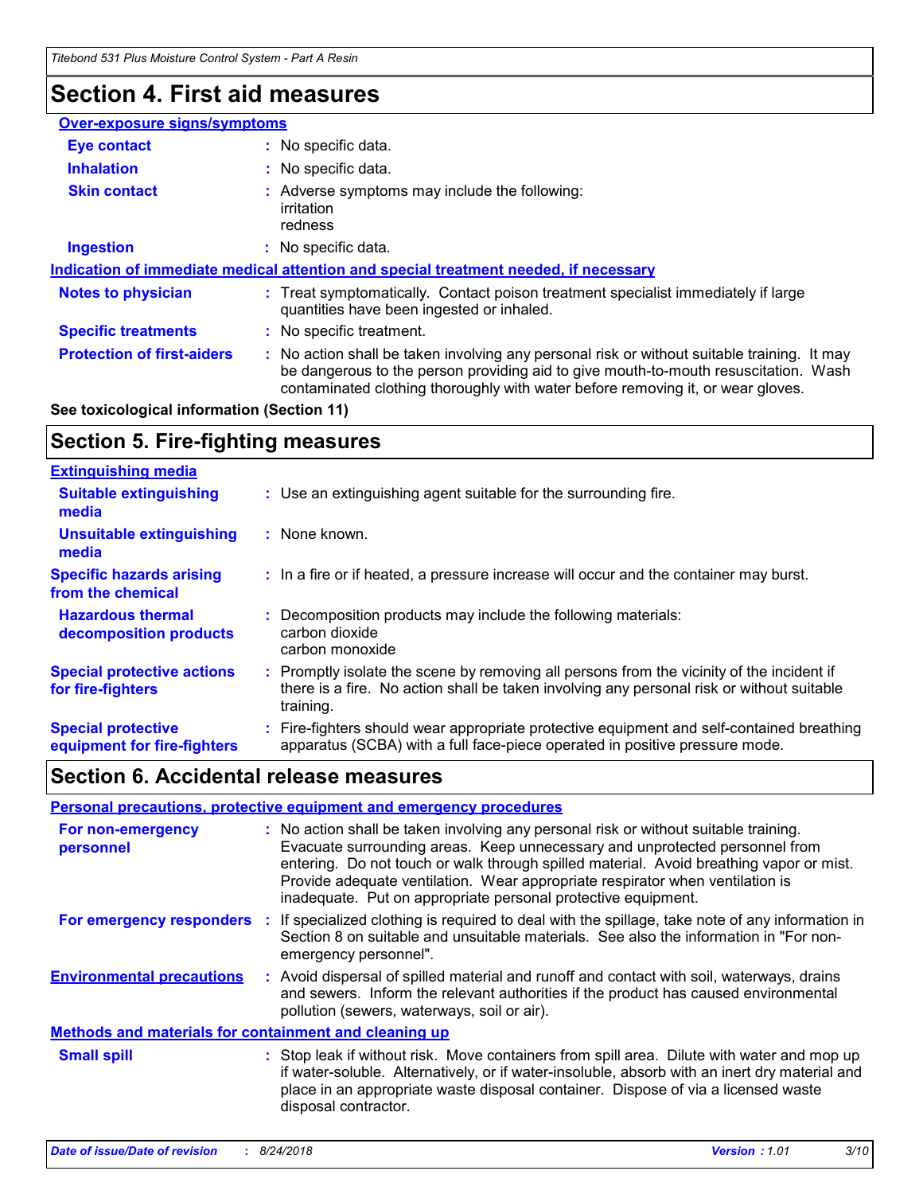## Section 4. First aid measures

**Over-exposure signs/symptoms**

**Eye contact** : No specific data.

**Inhalation** : No specific data.

**Skin contact** : Adverse symptoms may include the following:
irritation
redness

**Ingestion** : No specific data.

**Indication of immediate medical attention and special treatment needed, if necessary**

**Notes to physician** : Treat symptomatically. Contact poison treatment specialist immediately if large quantities have been ingested or inhaled.

**Specific treatments** : No specific treatment.

**Protection of first-aiders** : No action shall be taken involving any personal risk or without suitable training. It may be dangerous to the person providing aid to give mouth-to-mouth resuscitation. Wash contaminated clothing thoroughly with water before removing it, or wear gloves.

**See toxicological information (Section 11)**

## Section 5. Fire-fighting measures

**Extinguishing media**

**Suitable extinguishing media** : Use an extinguishing agent suitable for the surrounding fire.

**Unsuitable extinguishing media** : None known.

**Specific hazards arising from the chemical** : In a fire or if heated, a pressure increase will occur and the container may burst.

**Hazardous thermal decomposition products** : Decomposition products may include the following materials:
carbon dioxide
carbon monoxide

**Special protective actions for fire-fighters** : Promptly isolate the scene by removing all persons from the vicinity of the incident if there is a fire. No action shall be taken involving any personal risk or without suitable training.

**Special protective equipment for fire-fighters** : Fire-fighters should wear appropriate protective equipment and self-contained breathing apparatus (SCBA) with a full face-piece operated in positive pressure mode.

## Section 6. Accidental release measures

**Personal precautions, protective equipment and emergency procedures**

**For non-emergency personnel** : No action shall be taken involving any personal risk or without suitable training. Evacuate surrounding areas. Keep unnecessary and unprotected personnel from entering. Do not touch or walk through spilled material. Avoid breathing vapor or mist. Provide adequate ventilation. Wear appropriate respirator when ventilation is inadequate. Put on appropriate personal protective equipment.

**For emergency responders** : If specialized clothing is required to deal with the spillage, take note of any information in Section 8 on suitable and unsuitable materials. See also the information in "For non-emergency personnel".

**Environmental precautions** : Avoid dispersal of spilled material and runoff and contact with soil, waterways, drains and sewers. Inform the relevant authorities if the product has caused environmental pollution (sewers, waterways, soil or air).

**Methods and materials for containment and cleaning up**

**Small spill** : Stop leak if without risk. Move containers from spill area. Dilute with water and mop up if water-soluble. Alternatively, or if water-insoluble, absorb with an inert dry material and place in an appropriate waste disposal container. Dispose of via a licensed waste disposal contractor.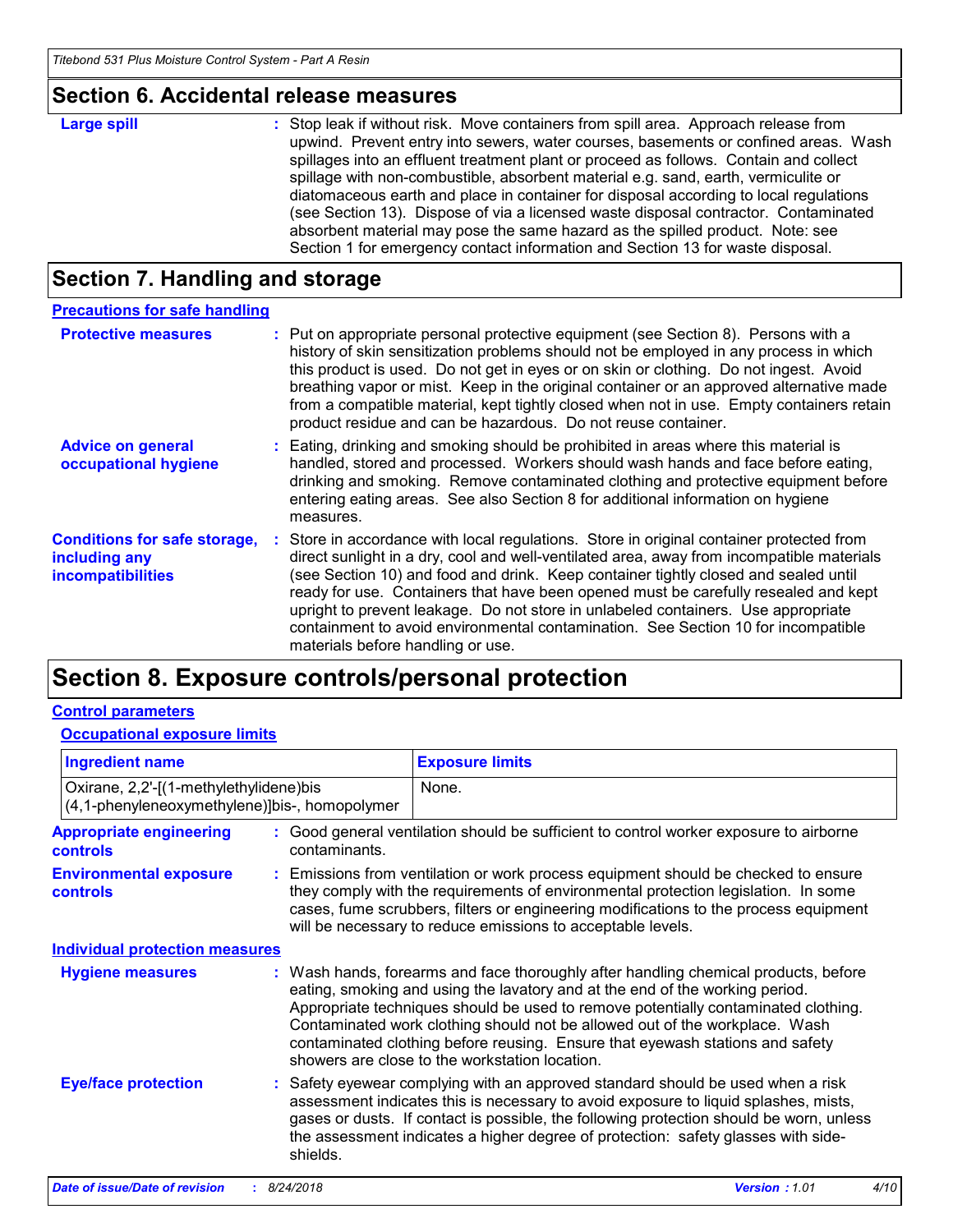## Section 6. Accidental release measures

**Large spill** : Stop leak if without risk. Move containers from spill area. Approach release from upwind. Prevent entry into sewers, water courses, basements or confined areas. Wash spillages into an effluent treatment plant or proceed as follows. Contain and collect spillage with non-combustible, absorbent material e.g. sand, earth, vermiculite or diatomaceous earth and place in container for disposal according to local regulations (see Section 13). Dispose of via a licensed waste disposal contractor. Contaminated absorbent material may pose the same hazard as the spilled product. Note: see Section 1 for emergency contact information and Section 13 for waste disposal.

## Section 7. Handling and storage

### Precautions for safe handling

**Protective measures** : Put on appropriate personal protective equipment (see Section 8). Persons with a history of skin sensitization problems should not be employed in any process in which this product is used. Do not get in eyes or on skin or clothing. Do not ingest. Avoid breathing vapor or mist. Keep in the original container or an approved alternative made from a compatible material, kept tightly closed when not in use. Empty containers retain product residue and can be hazardous. Do not reuse container.

**Advice on general occupational hygiene** : Eating, drinking and smoking should be prohibited in areas where this material is handled, stored and processed. Workers should wash hands and face before eating, drinking and smoking. Remove contaminated clothing and protective equipment before entering eating areas. See also Section 8 for additional information on hygiene measures.

**Conditions for safe storage, including any incompatibilities** : Store in accordance with local regulations. Store in original container protected from direct sunlight in a dry, cool and well-ventilated area, away from incompatible materials (see Section 10) and food and drink. Keep container tightly closed and sealed until ready for use. Containers that have been opened must be carefully resealed and kept upright to prevent leakage. Do not store in unlabeled containers. Use appropriate containment to avoid environmental contamination. See Section 10 for incompatible materials before handling or use.

## Section 8. Exposure controls/personal protection

### Control parameters

#### Occupational exposure limits

| Ingredient name | Exposure limits |
|---|---|
| Oxirane, 2,2'-[(1-methylethylidene)bis (4,1-phenyleneoxymethylene)]bis-, homopolymer | None. |

**Appropriate engineering controls** : Good general ventilation should be sufficient to control worker exposure to airborne contaminants.

**Environmental exposure controls** : Emissions from ventilation or work process equipment should be checked to ensure they comply with the requirements of environmental protection legislation. In some cases, fume scrubbers, filters or engineering modifications to the process equipment will be necessary to reduce emissions to acceptable levels.

### Individual protection measures

**Hygiene measures** : Wash hands, forearms and face thoroughly after handling chemical products, before eating, smoking and using the lavatory and at the end of the working period. Appropriate techniques should be used to remove potentially contaminated clothing. Contaminated work clothing should not be allowed out of the workplace. Wash contaminated clothing before reusing. Ensure that eyewash stations and safety showers are close to the workstation location.

**Eye/face protection** : Safety eyewear complying with an approved standard should be used when a risk assessment indicates this is necessary to avoid exposure to liquid splashes, mists, gases or dusts. If contact is possible, the following protection should be worn, unless the assessment indicates a higher degree of protection: safety glasses with side-shields.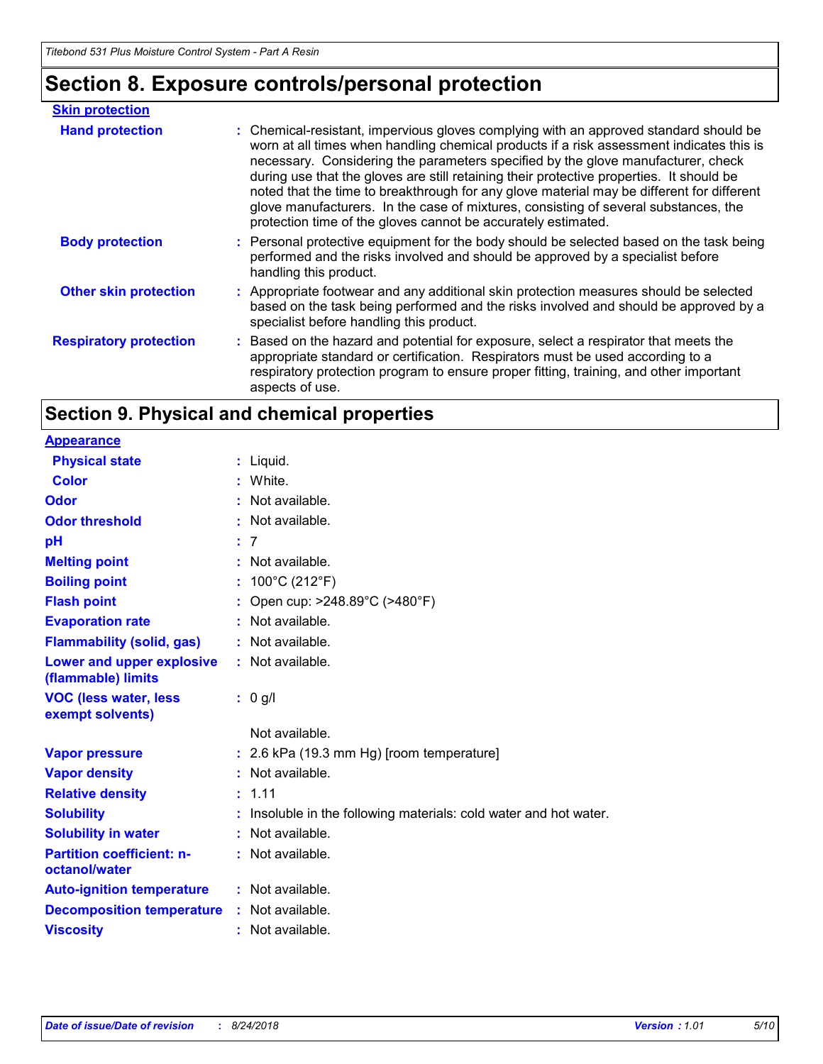# Section 8. Exposure controls/personal protection

**Skin protection**

| | |
|---|---|
| **Hand protection** | : Chemical-resistant, impervious gloves complying with an approved standard should be worn at all times when handling chemical products if a risk assessment indicates this is necessary. Considering the parameters specified by the glove manufacturer, check during use that the gloves are still retaining their protective properties. It should be noted that the time to breakthrough for any glove material may be different for different glove manufacturers. In the case of mixtures, consisting of several substances, the protection time of the gloves cannot be accurately estimated. |
| **Body protection** | : Personal protective equipment for the body should be selected based on the task being performed and the risks involved and should be approved by a specialist before handling this product. |
| **Other skin protection** | : Appropriate footwear and any additional skin protection measures should be selected based on the task being performed and the risks involved and should be approved by a specialist before handling this product. |
| **Respiratory protection** | : Based on the hazard and potential for exposure, select a respirator that meets the appropriate standard or certification. Respirators must be used according to a respiratory protection program to ensure proper fitting, training, and other important aspects of use. |

# Section 9. Physical and chemical properties

**Appearance**

| | |
|---|---|
| **Physical state** | : Liquid. |
| **Color** | : White. |
| **Odor** | : Not available. |
| **Odor threshold** | : Not available. |
| **pH** | : 7 |
| **Melting point** | : Not available. |
| **Boiling point** | : 100°C (212°F) |
| **Flash point** | : Open cup: >248.89°C (>480°F) |
| **Evaporation rate** | : Not available. |
| **Flammability (solid, gas)** | : Not available. |
| **Lower and upper explosive (flammable) limits** | : Not available. |
| **VOC (less water, less exempt solvents)** | : 0 g/l |
| | Not available. |
| **Vapor pressure** | : 2.6 kPa (19.3 mm Hg) [room temperature] |
| **Vapor density** | : Not available. |
| **Relative density** | : 1.11 |
| **Solubility** | : Insoluble in the following materials: cold water and hot water. |
| **Solubility in water** | : Not available. |
| **Partition coefficient: n-octanol/water** | : Not available. |
| **Auto-ignition temperature** | : Not available. |
| **Decomposition temperature** | : Not available. |
| **Viscosity** | : Not available. |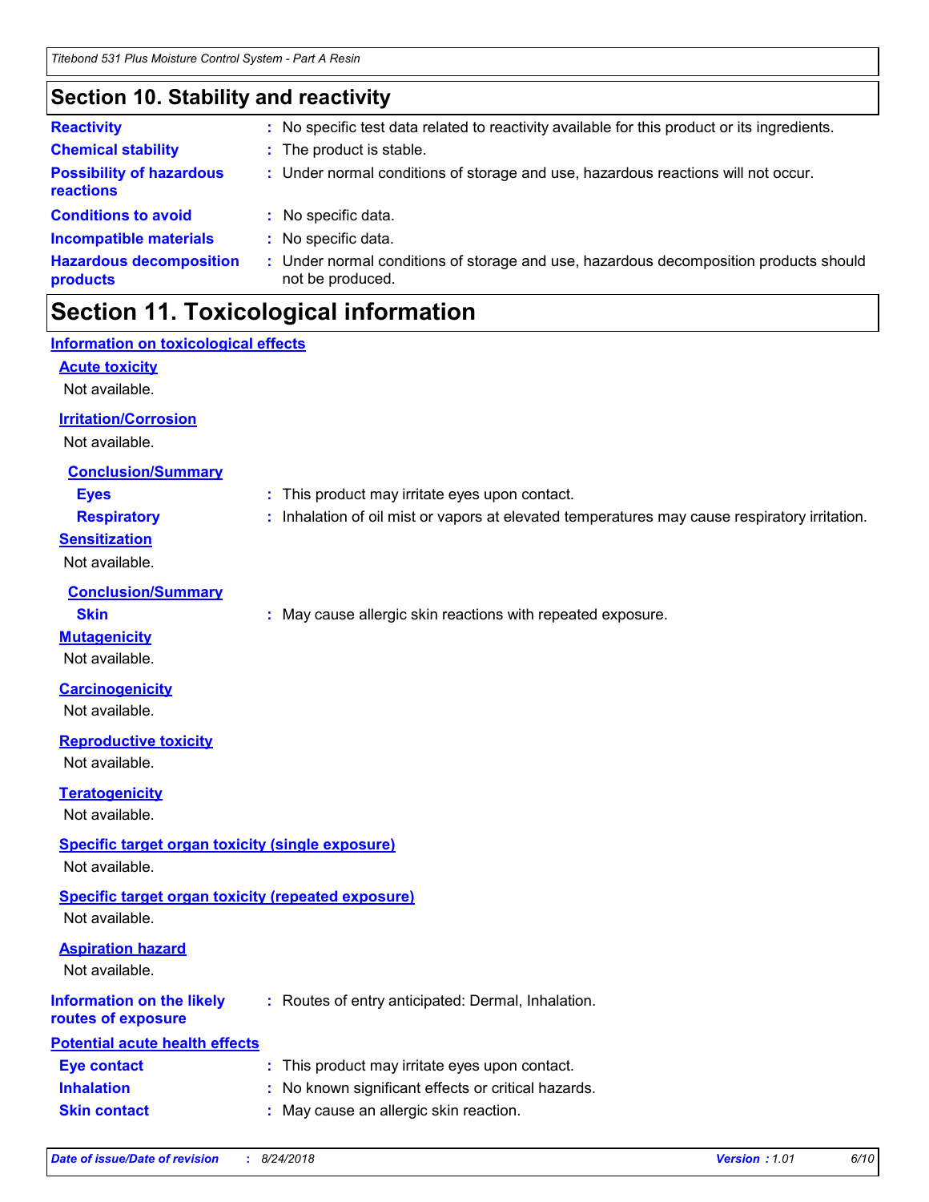## Section 10. Stability and reactivity

| | |
|---|---|
| **Reactivity** | : No specific test data related to reactivity available for this product or its ingredients. |
| **Chemical stability** | : The product is stable. |
| **Possibility of hazardous reactions** | : Under normal conditions of storage and use, hazardous reactions will not occur. |
| **Conditions to avoid** | : No specific data. |
| **Incompatible materials** | : No specific data. |
| **Hazardous decomposition products** | : Under normal conditions of storage and use, hazardous decomposition products should not be produced. |

## Section 11. Toxicological information

### Information on toxicological effects

**Acute toxicity**

Not available.

**Irritation/Corrosion**

Not available.

**Conclusion/Summary**

| | |
|---|---|
| **Eyes** | : This product may irritate eyes upon contact. |
| **Respiratory** | : Inhalation of oil mist or vapors at elevated temperatures may cause respiratory irritation. |

**Sensitization**

Not available.

**Conclusion/Summary**

| | |
|---|---|
| **Skin** | : May cause allergic skin reactions with repeated exposure. |

**Mutagenicity**

Not available.

**Carcinogenicity**

Not available.

**Reproductive toxicity**

Not available.

**Teratogenicity**

Not available.

**Specific target organ toxicity (single exposure)**

Not available.

**Specific target organ toxicity (repeated exposure)**

Not available.

**Aspiration hazard**

Not available.

| | |
|---|---|
| **Information on the likely routes of exposure** | : Routes of entry anticipated: Dermal, Inhalation. |

**Potential acute health effects**

| | |
|---|---|
| **Eye contact** | : This product may irritate eyes upon contact. |
| **Inhalation** | : No known significant effects or critical hazards. |
| **Skin contact** | : May cause an allergic skin reaction. |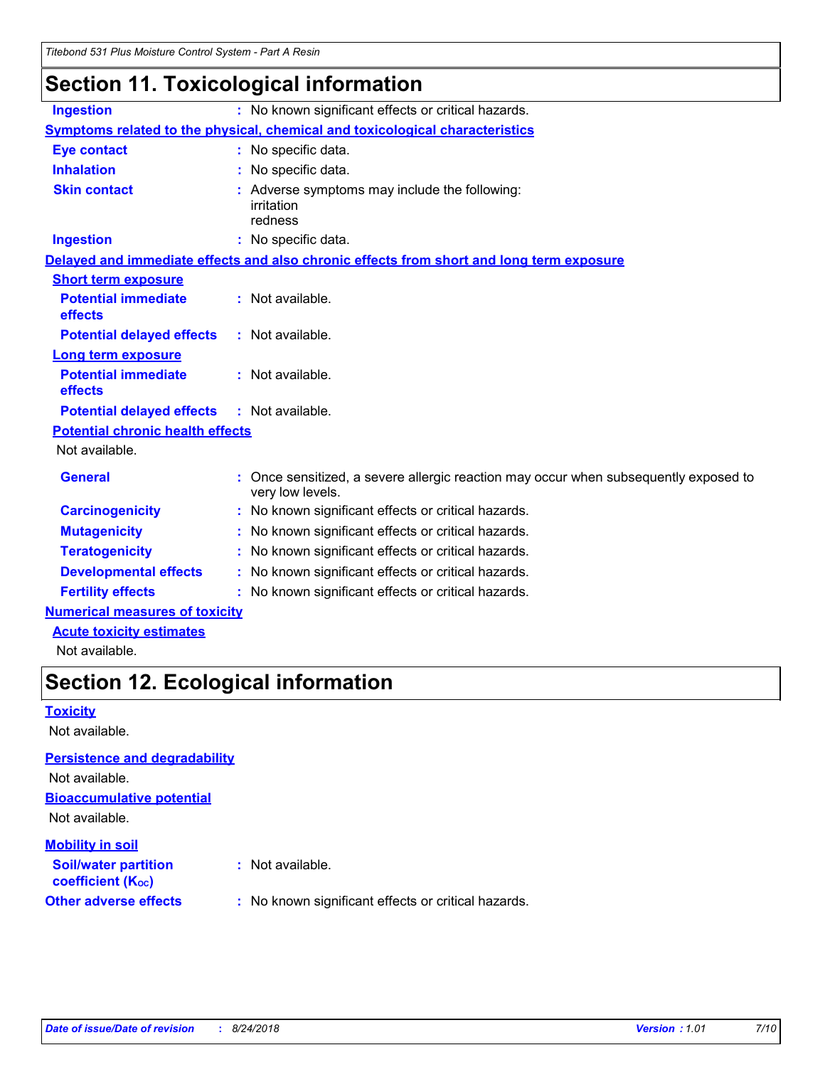# Section 11. Toxicological information

**Ingestion** : No known significant effects or critical hazards.

**Symptoms related to the physical, chemical and toxicological characteristics**

**Eye contact** : No specific data.

**Inhalation** : No specific data.

**Skin contact** : Adverse symptoms may include the following:
irritation
redness

**Ingestion** : No specific data.

**Delayed and immediate effects and also chronic effects from short and long term exposure**

**Short term exposure**

**Potential immediate effects** : Not available.

**Potential delayed effects** : Not available.

**Long term exposure**

**Potential immediate effects** : Not available.

**Potential delayed effects** : Not available.

**Potential chronic health effects**

Not available.

**General** : Once sensitized, a severe allergic reaction may occur when subsequently exposed to very low levels.

**Carcinogenicity** : No known significant effects or critical hazards.

**Mutagenicity** : No known significant effects or critical hazards.

**Teratogenicity** : No known significant effects or critical hazards.

**Developmental effects** : No known significant effects or critical hazards.

**Fertility effects** : No known significant effects or critical hazards.

**Numerical measures of toxicity**

**Acute toxicity estimates**

Not available.

# Section 12. Ecological information

**Toxicity**

Not available.

**Persistence and degradability**

Not available.

**Bioaccumulative potential**

Not available.

**Mobility in soil**

**Soil/water partition coefficient ($K_{OC}$)** : Not available.

**Other adverse effects** : No known significant effects or critical hazards.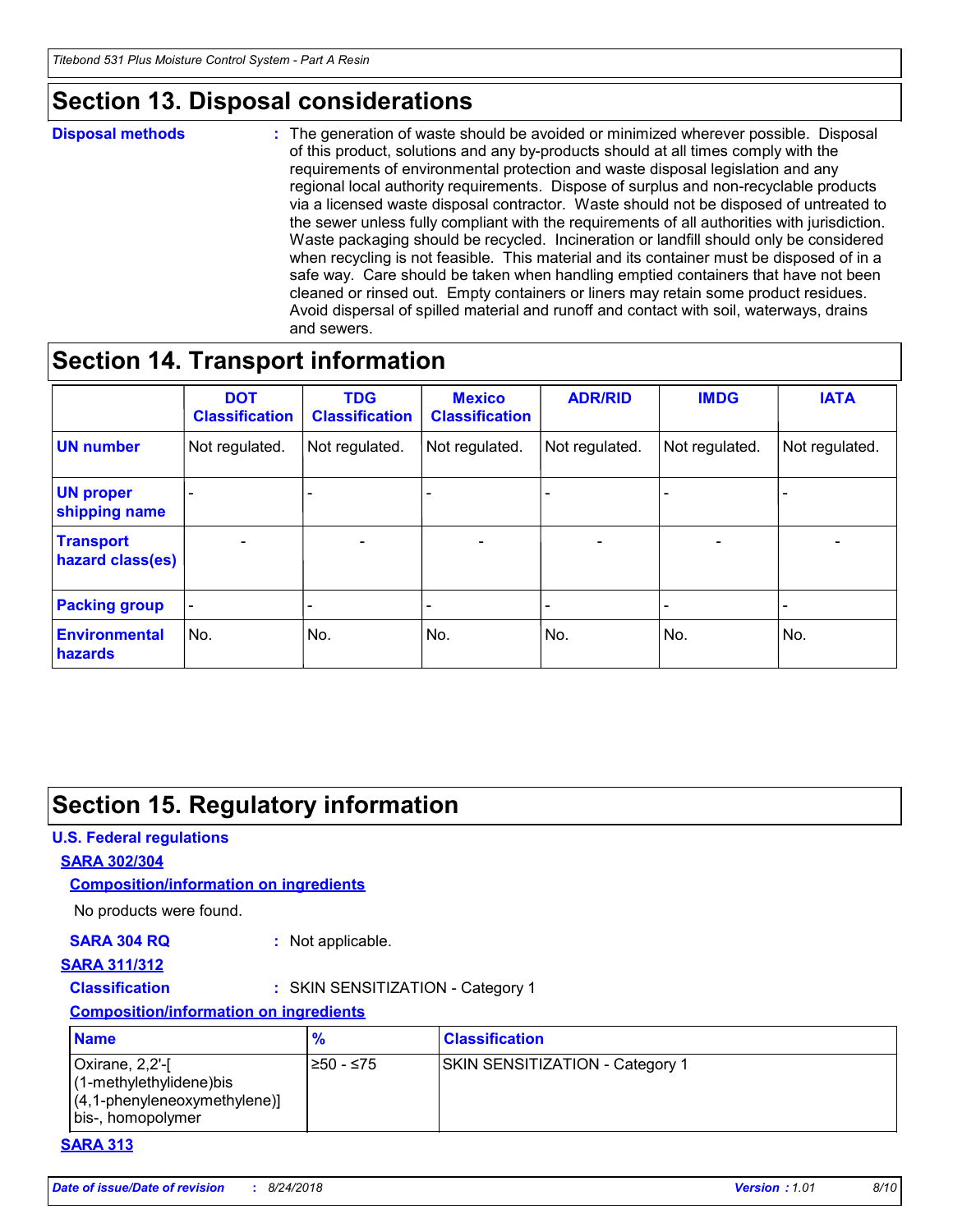## Section 13. Disposal considerations

**Disposal methods** : The generation of waste should be avoided or minimized wherever possible. Disposal of this product, solutions and any by-products should at all times comply with the requirements of environmental protection and waste disposal legislation and any regional local authority requirements. Dispose of surplus and non-recyclable products via a licensed waste disposal contractor. Waste should not be disposed of untreated to the sewer unless fully compliant with the requirements of all authorities with jurisdiction. Waste packaging should be recycled. Incineration or landfill should only be considered when recycling is not feasible. This material and its container must be disposed of in a safe way. Care should be taken when handling emptied containers that have not been cleaned or rinsed out. Empty containers or liners may retain some product residues. Avoid dispersal of spilled material and runoff and contact with soil, waterways, drains and sewers.

## Section 14. Transport information

| | DOT Classification | TDG Classification | Mexico Classification | ADR/RID | IMDG | IATA |
|---|---|---|---|---|---|---|
| **UN number** | Not regulated. | Not regulated. | Not regulated. | Not regulated. | Not regulated. | Not regulated. |
| **UN proper shipping name** | - | - | - | - | - | - |
| **Transport hazard class(es)** | - | - | - | - | - | - |
| **Packing group** | - | - | - | - | - | - |
| **Environmental hazards** | No. | No. | No. | No. | No. | No. |

## Section 15. Regulatory information

### U.S. Federal regulations

**SARA 302/304**

**Composition/information on ingredients**

No products were found.

**SARA 304 RQ** : Not applicable.

**SARA 311/312**

**Classification** : SKIN SENSITIZATION - Category 1

**Composition/information on ingredients**

| Name | % | Classification |
|---|---|---|
| Oxirane, 2,2'-[(1-methylethylidene)bis(4,1-phenyleneoxymethylene)]bis-, homopolymer | ≥50 - ≤75 | SKIN SENSITIZATION - Category 1 |

**SARA 313**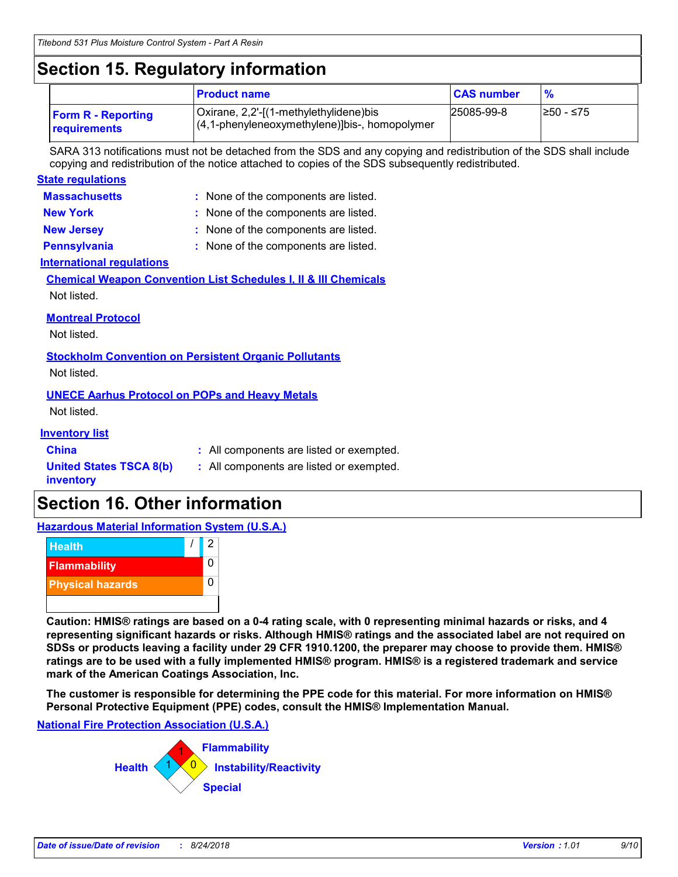## Section 15. Regulatory information

| | Product name | CAS number | % |
|---|---|---|---|
| **Form R - Reporting requirements** | Oxirane, 2,2'-[(1-methylethylidene)bis (4,1-phenyleneoxymethylene)]bis-, homopolymer | 25085-99-8 | ≥50 - ≤75 |

SARA 313 notifications must not be detached from the SDS and any copying and redistribution of the SDS shall include copying and redistribution of the notice attached to copies of the SDS subsequently redistributed.

**State regulations**

**Massachusetts** : None of the components are listed.

**New York** : None of the components are listed.

**New Jersey** : None of the components are listed.

**Pennsylvania** : None of the components are listed.

**International regulations**

**Chemical Weapon Convention List Schedules I, II & III Chemicals**

Not listed.

**Montreal Protocol**

Not listed.

**Stockholm Convention on Persistent Organic Pollutants**

Not listed.

**UNECE Aarhus Protocol on POPs and Heavy Metals**

Not listed.

**Inventory list**

**China** : All components are listed or exempted.

**United States TSCA 8(b) inventory** : All components are listed or exempted.

## Section 16. Other information

**Hazardous Material Information System (U.S.A.)**

| | |
|---|---|
| Health | / 2 |
| Flammability | 0 |
| Physical hazards | 0 |

**Caution: HMIS® ratings are based on a 0-4 rating scale, with 0 representing minimal hazards or risks, and 4 representing significant hazards or risks. Although HMIS® ratings and the associated label are not required on SDSs or products leaving a facility under 29 CFR 1910.1200, the preparer may choose to provide them. HMIS® ratings are to be used with a fully implemented HMIS® program. HMIS® is a registered trademark and service mark of the American Coatings Association, Inc.**

**The customer is responsible for determining the PPE code for this material. For more information on HMIS® Personal Protective Equipment (PPE) codes, consult the HMIS® Implementation Manual.**

**National Fire Protection Association (U.S.A.)**

Health: 1
Flammability: 1
Instability/Reactivity: 0
Special: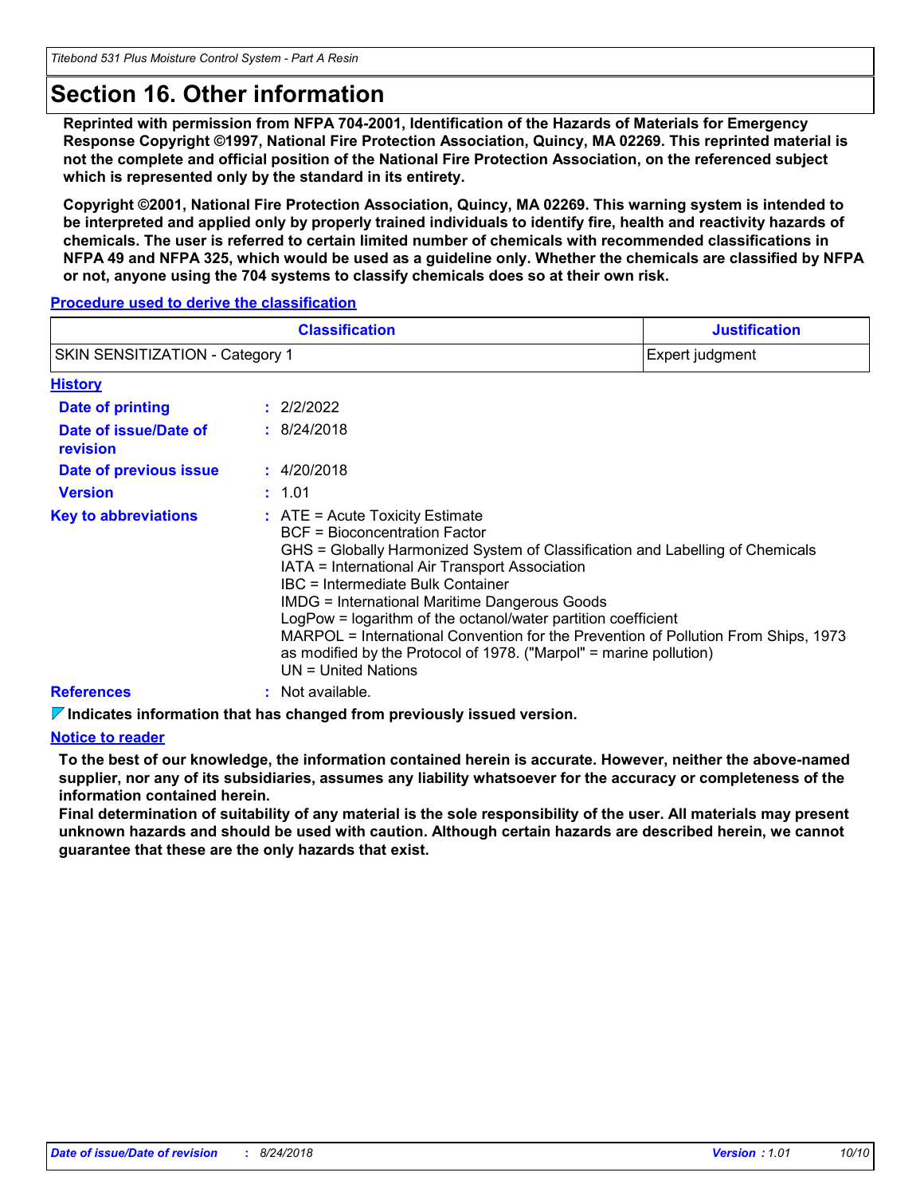# Section 16. Other information

**Reprinted with permission from NFPA 704-2001, Identification of the Hazards of Materials for Emergency Response Copyright ©1997, National Fire Protection Association, Quincy, MA 02269. This reprinted material is not the complete and official position of the National Fire Protection Association, on the referenced subject which is represented only by the standard in its entirety.**

**Copyright ©2001, National Fire Protection Association, Quincy, MA 02269. This warning system is intended to be interpreted and applied only by properly trained individuals to identify fire, health and reactivity hazards of chemicals. The user is referred to certain limited number of chemicals with recommended classifications in NFPA 49 and NFPA 325, which would be used as a guideline only. Whether the chemicals are classified by NFPA or not, anyone using the 704 systems to classify chemicals does so at their own risk.**

**Procedure used to derive the classification**

| Classification | Justification |
|---|---|
| SKIN SENSITIZATION - Category 1 | Expert judgment |

**History**

**Date of printing** : 2/2/2022

**Date of issue/Date of revision** : 8/24/2018

**Date of previous issue** : 4/20/2018

**Version** : 1.01

**Key to abbreviations** : ATE = Acute Toxicity Estimate
BCF = Bioconcentration Factor
GHS = Globally Harmonized System of Classification and Labelling of Chemicals
IATA = International Air Transport Association
IBC = Intermediate Bulk Container
IMDG = International Maritime Dangerous Goods
LogPow = logarithm of the octanol/water partition coefficient
MARPOL = International Convention for the Prevention of Pollution From Ships, 1973 as modified by the Protocol of 1978. ("Marpol" = marine pollution)
UN = United Nations

**References** : Not available.

**Indicates information that has changed from previously issued version.**

**Notice to reader**

**To the best of our knowledge, the information contained herein is accurate. However, neither the above-named supplier, nor any of its subsidiaries, assumes any liability whatsoever for the accuracy or completeness of the information contained herein.**

**Final determination of suitability of any material is the sole responsibility of the user. All materials may present unknown hazards and should be used with caution. Although certain hazards are described herein, we cannot guarantee that these are the only hazards that exist.**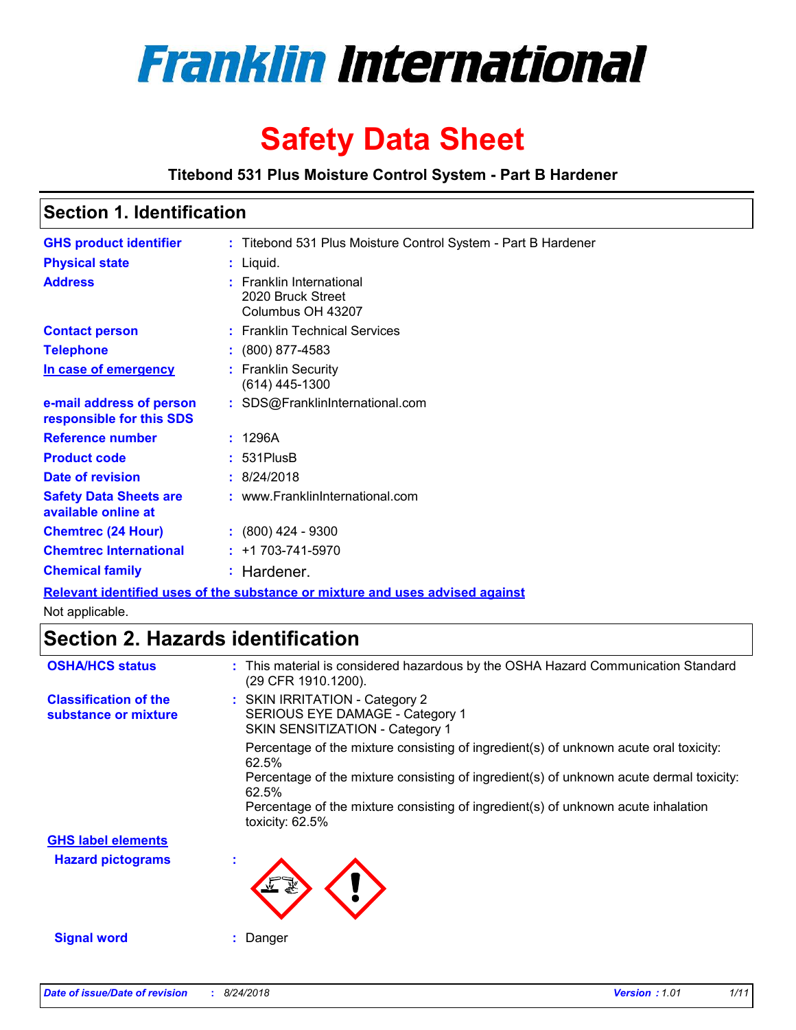# Franklin International

# Safety Data Sheet

**Titebond 531 Plus Moisture Control System - Part B Hardener**

## Section 1. Identification

| | | |
|---|---|---|
| **GHS product identifier** | : | Titebond 531 Plus Moisture Control System - Part B Hardener |
| **Physical state** | : | Liquid. |
| **Address** | : | Franklin International<br>2020 Bruck Street<br>Columbus OH 43207 |
| **Contact person** | : | Franklin Technical Services |
| **Telephone** | : | (800) 877-4583 |
| **In case of emergency** | : | Franklin Security<br>(614) 445-1300 |
| **e-mail address of person responsible for this SDS** | : | SDS@FranklinInternational.com |
| **Reference number** | : | 1296A |
| **Product code** | : | 531PlusB |
| **Date of revision** | : | 8/24/2018 |
| **Safety Data Sheets are available online at** | : | www.FranklinInternational.com |
| **Chemtrec (24 Hour)** | : | (800) 424 - 9300 |
| **Chemtrec International** | : | +1 703-741-5970 |
| **Chemical family** | : | Hardener. |

**Relevant identified uses of the substance or mixture and uses advised against**

Not applicable.

## Section 2. Hazards identification

| | | |
|---|---|---|
| **OSHA/HCS status** | : | This material is considered hazardous by the OSHA Hazard Communication Standard (29 CFR 1910.1200). |
| **Classification of the substance or mixture** | : | SKIN IRRITATION - Category 2<br>SERIOUS EYE DAMAGE - Category 1<br>SKIN SENSITIZATION - Category 1<br><br>Percentage of the mixture consisting of ingredient(s) of unknown acute oral toxicity: 62.5%<br>Percentage of the mixture consisting of ingredient(s) of unknown acute dermal toxicity: 62.5%<br>Percentage of the mixture consisting of ingredient(s) of unknown acute inhalation toxicity: 62.5% |

**GHS label elements**

| | | |
|---|---|---|
| **Hazard pictograms** | : | |
| **Signal word** | : | Danger |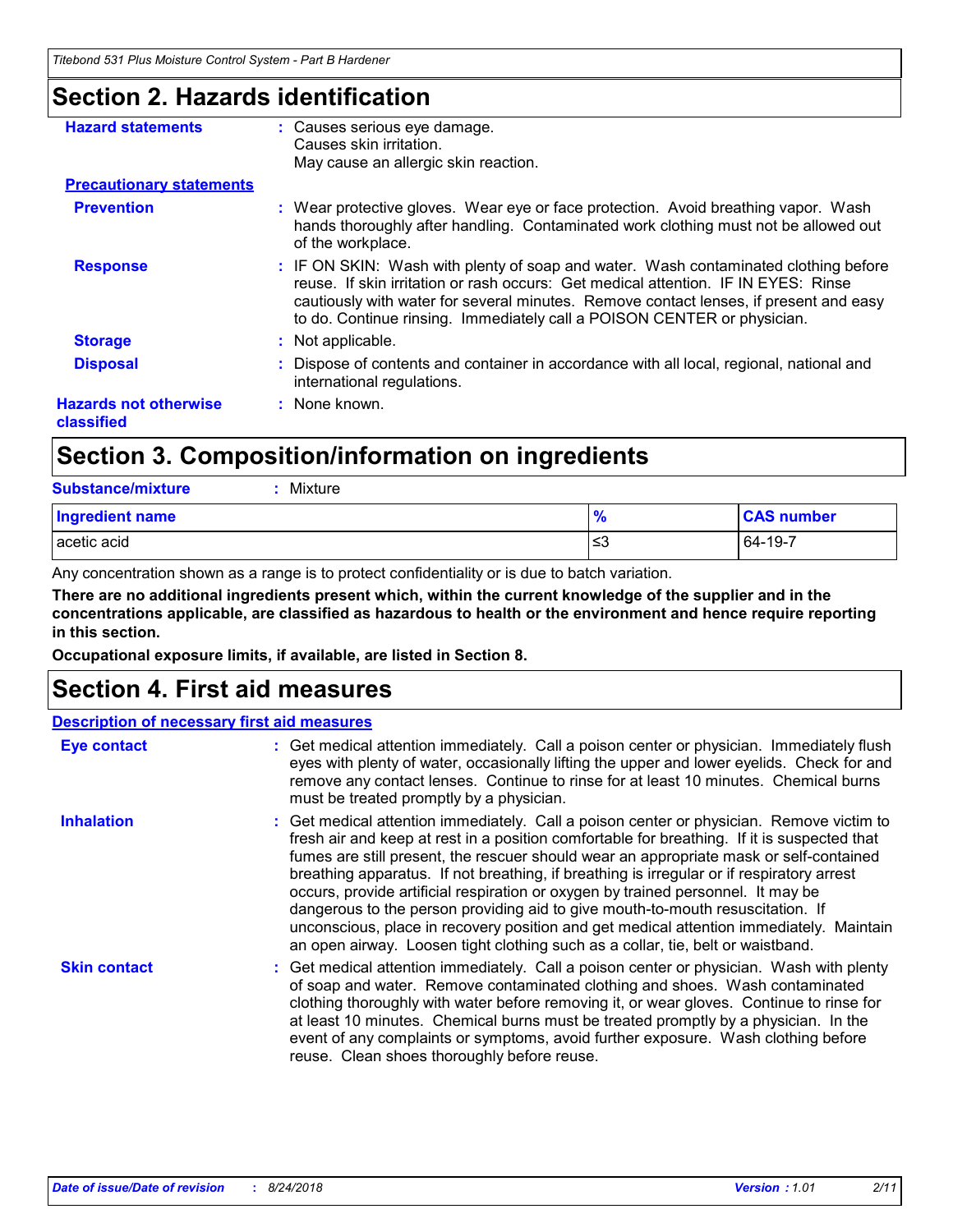## Section 2. Hazards identification

**Hazard statements** : Causes serious eye damage.
Causes skin irritation.
May cause an allergic skin reaction.

**Precautionary statements**

**Prevention** : Wear protective gloves. Wear eye or face protection. Avoid breathing vapor. Wash hands thoroughly after handling. Contaminated work clothing must not be allowed out of the workplace.

**Response** : IF ON SKIN: Wash with plenty of soap and water. Wash contaminated clothing before reuse. If skin irritation or rash occurs: Get medical attention. IF IN EYES: Rinse cautiously with water for several minutes. Remove contact lenses, if present and easy to do. Continue rinsing. Immediately call a POISON CENTER or physician.

**Storage** : Not applicable.

**Disposal** : Dispose of contents and container in accordance with all local, regional, national and international regulations.

**Hazards not otherwise classified** : None known.

## Section 3. Composition/information on ingredients

**Substance/mixture** : Mixture

| Ingredient name | % | CAS number |
|---|---|---|
| acetic acid | ≤3 | 64-19-7 |

Any concentration shown as a range is to protect confidentiality or is due to batch variation.

**There are no additional ingredients present which, within the current knowledge of the supplier and in the concentrations applicable, are classified as hazardous to health or the environment and hence require reporting in this section.**

**Occupational exposure limits, if available, are listed in Section 8.**

## Section 4. First aid measures

**Description of necessary first aid measures**

**Eye contact** : Get medical attention immediately. Call a poison center or physician. Immediately flush eyes with plenty of water, occasionally lifting the upper and lower eyelids. Check for and remove any contact lenses. Continue to rinse for at least 10 minutes. Chemical burns must be treated promptly by a physician.

**Inhalation** : Get medical attention immediately. Call a poison center or physician. Remove victim to fresh air and keep at rest in a position comfortable for breathing. If it is suspected that fumes are still present, the rescuer should wear an appropriate mask or self-contained breathing apparatus. If not breathing, if breathing is irregular or if respiratory arrest occurs, provide artificial respiration or oxygen by trained personnel. It may be dangerous to the person providing aid to give mouth-to-mouth resuscitation. If unconscious, place in recovery position and get medical attention immediately. Maintain an open airway. Loosen tight clothing such as a collar, tie, belt or waistband.

**Skin contact** : Get medical attention immediately. Call a poison center or physician. Wash with plenty of soap and water. Remove contaminated clothing and shoes. Wash contaminated clothing thoroughly with water before removing it, or wear gloves. Continue to rinse for at least 10 minutes. Chemical burns must be treated promptly by a physician. In the event of any complaints or symptoms, avoid further exposure. Wash clothing before reuse. Clean shoes thoroughly before reuse.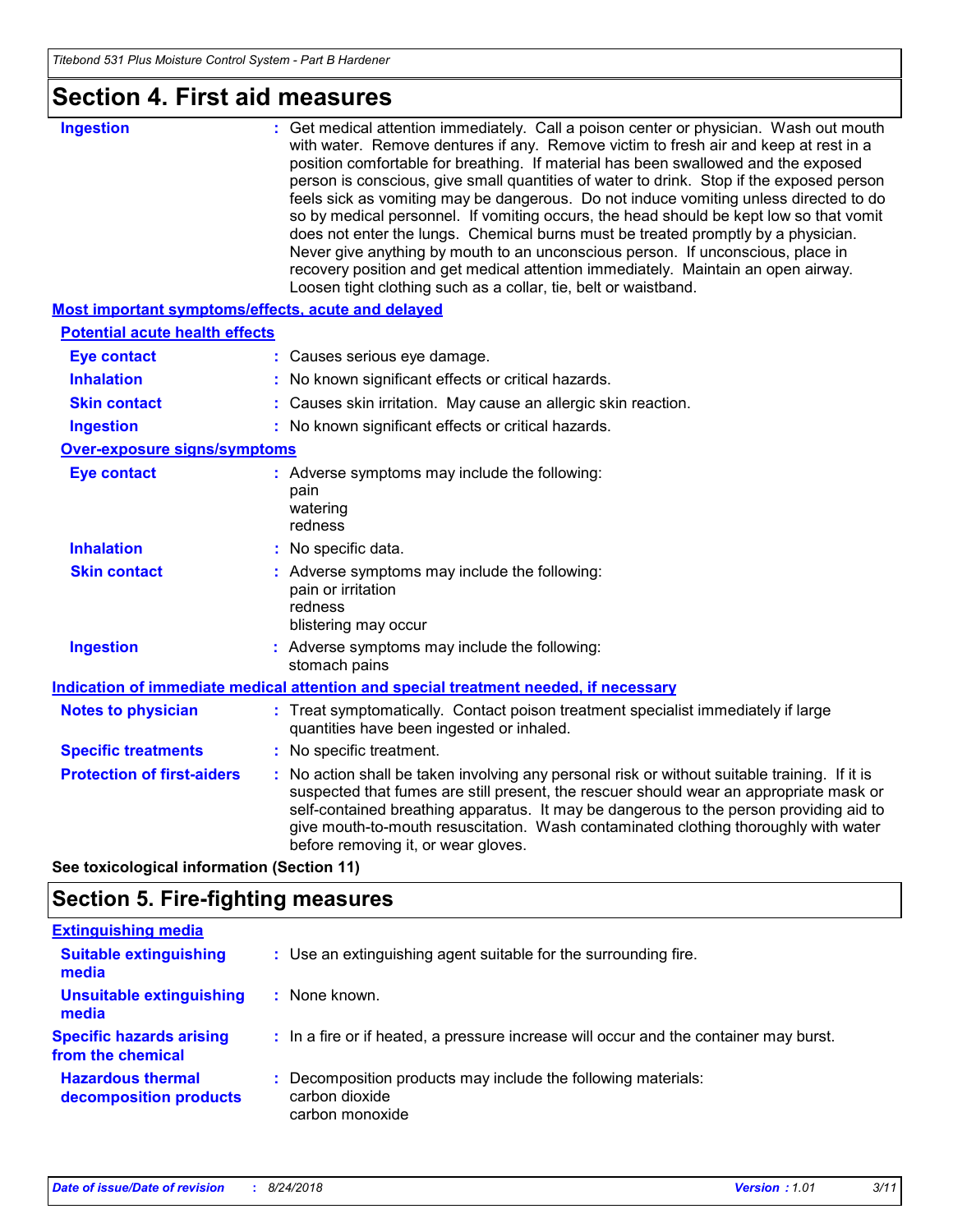## Section 4. First aid measures

**Ingestion** : Get medical attention immediately. Call a poison center or physician. Wash out mouth with water. Remove dentures if any. Remove victim to fresh air and keep at rest in a position comfortable for breathing. If material has been swallowed and the exposed person is conscious, give small quantities of water to drink. Stop if the exposed person feels sick as vomiting may be dangerous. Do not induce vomiting unless directed to do so by medical personnel. If vomiting occurs, the head should be kept low so that vomit does not enter the lungs. Chemical burns must be treated promptly by a physician. Never give anything by mouth to an unconscious person. If unconscious, place in recovery position and get medical attention immediately. Maintain an open airway. Loosen tight clothing such as a collar, tie, belt or waistband.

### Most important symptoms/effects, acute and delayed

#### Potential acute health effects

**Eye contact** : Causes serious eye damage.

**Inhalation** : No known significant effects or critical hazards.

**Skin contact** : Causes skin irritation. May cause an allergic skin reaction.

**Ingestion** : No known significant effects or critical hazards.

#### Over-exposure signs/symptoms

**Eye contact** : Adverse symptoms may include the following:
pain
watering
redness

**Inhalation** : No specific data.

**Skin contact** : Adverse symptoms may include the following:
pain or irritation
redness
blistering may occur

**Ingestion** : Adverse symptoms may include the following:
stomach pains

### Indication of immediate medical attention and special treatment needed, if necessary

**Notes to physician** : Treat symptomatically. Contact poison treatment specialist immediately if large quantities have been ingested or inhaled.

**Specific treatments** : No specific treatment.

**Protection of first-aiders** : No action shall be taken involving any personal risk or without suitable training. If it is suspected that fumes are still present, the rescuer should wear an appropriate mask or self-contained breathing apparatus. It may be dangerous to the person providing aid to give mouth-to-mouth resuscitation. Wash contaminated clothing thoroughly with water before removing it, or wear gloves.

**See toxicological information (Section 11)**

## Section 5. Fire-fighting measures

### Extinguishing media

**Suitable extinguishing media** : Use an extinguishing agent suitable for the surrounding fire.

**Unsuitable extinguishing media** : None known.

**Specific hazards arising from the chemical** : In a fire or if heated, a pressure increase will occur and the container may burst.

**Hazardous thermal decomposition products** : Decomposition products may include the following materials:
carbon dioxide
carbon monoxide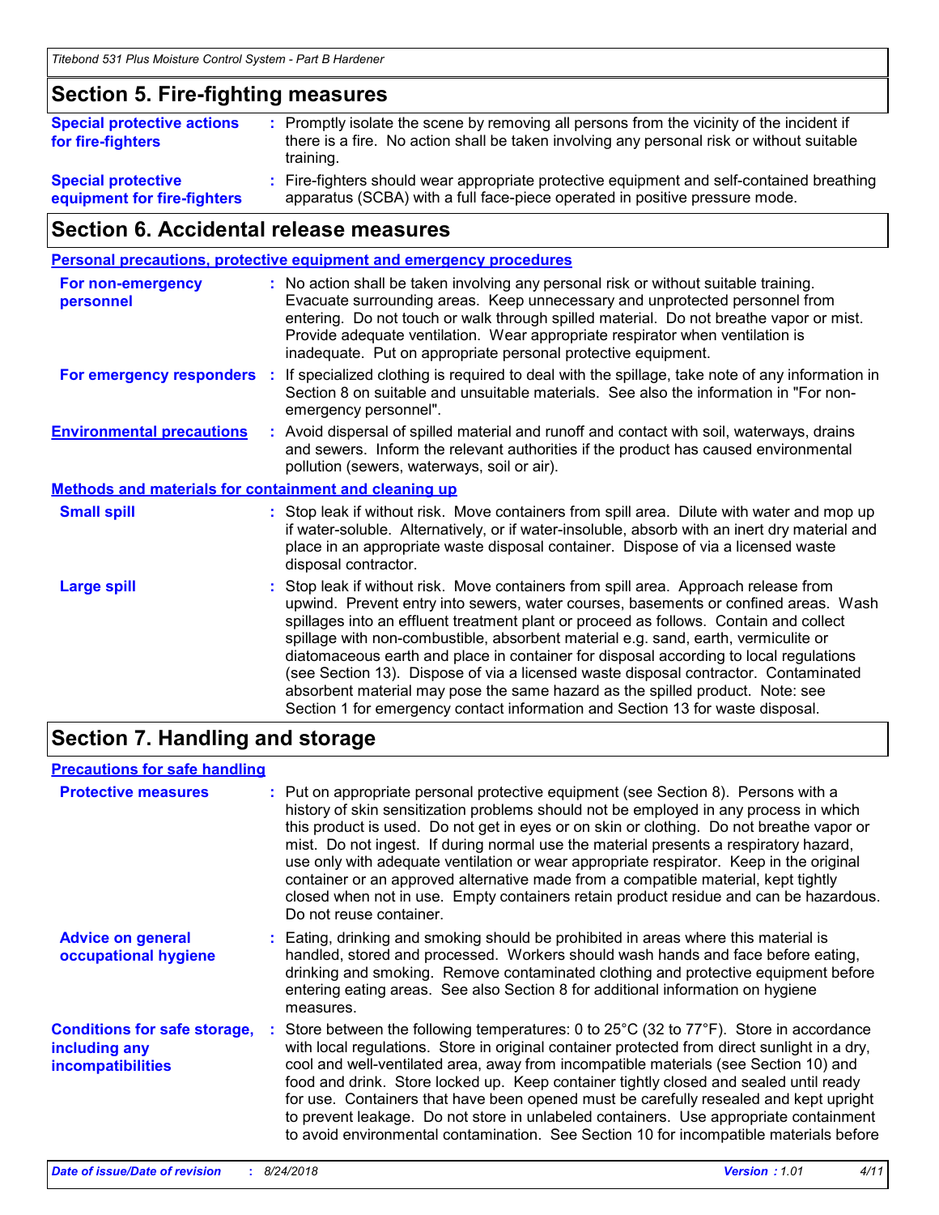## Section 5. Fire-fighting measures

**Special protective actions for fire-fighters** : Promptly isolate the scene by removing all persons from the vicinity of the incident if there is a fire. No action shall be taken involving any personal risk or without suitable training.

**Special protective equipment for fire-fighters** : Fire-fighters should wear appropriate protective equipment and self-contained breathing apparatus (SCBA) with a full face-piece operated in positive pressure mode.

## Section 6. Accidental release measures

### Personal precautions, protective equipment and emergency procedures

**For non-emergency personnel** : No action shall be taken involving any personal risk or without suitable training. Evacuate surrounding areas. Keep unnecessary and unprotected personnel from entering. Do not touch or walk through spilled material. Do not breathe vapor or mist. Provide adequate ventilation. Wear appropriate respirator when ventilation is inadequate. Put on appropriate personal protective equipment.

**For emergency responders** : If specialized clothing is required to deal with the spillage, take note of any information in Section 8 on suitable and unsuitable materials. See also the information in "For non-emergency personnel".

**Environmental precautions** : Avoid dispersal of spilled material and runoff and contact with soil, waterways, drains and sewers. Inform the relevant authorities if the product has caused environmental pollution (sewers, waterways, soil or air).

### Methods and materials for containment and cleaning up

**Small spill** : Stop leak if without risk. Move containers from spill area. Dilute with water and mop up if water-soluble. Alternatively, or if water-insoluble, absorb with an inert dry material and place in an appropriate waste disposal container. Dispose of via a licensed waste disposal contractor.

**Large spill** : Stop leak if without risk. Move containers from spill area. Approach release from upwind. Prevent entry into sewers, water courses, basements or confined areas. Wash spillages into an effluent treatment plant or proceed as follows. Contain and collect spillage with non-combustible, absorbent material e.g. sand, earth, vermiculite or diatomaceous earth and place in container for disposal according to local regulations (see Section 13). Dispose of via a licensed waste disposal contractor. Contaminated absorbent material may pose the same hazard as the spilled product. Note: see Section 1 for emergency contact information and Section 13 for waste disposal.

## Section 7. Handling and storage

### Precautions for safe handling

**Protective measures** : Put on appropriate personal protective equipment (see Section 8). Persons with a history of skin sensitization problems should not be employed in any process in which this product is used. Do not get in eyes or on skin or clothing. Do not breathe vapor or mist. Do not ingest. If during normal use the material presents a respiratory hazard, use only with adequate ventilation or wear appropriate respirator. Keep in the original container or an approved alternative made from a compatible material, kept tightly closed when not in use. Empty containers retain product residue and can be hazardous. Do not reuse container.

**Advice on general occupational hygiene** : Eating, drinking and smoking should be prohibited in areas where this material is handled, stored and processed. Workers should wash hands and face before eating, drinking and smoking. Remove contaminated clothing and protective equipment before entering eating areas. See also Section 8 for additional information on hygiene measures.

**Conditions for safe storage, including any incompatibilities** : Store between the following temperatures: 0 to 25°C (32 to 77°F). Store in accordance with local regulations. Store in original container protected from direct sunlight in a dry, cool and well-ventilated area, away from incompatible materials (see Section 10) and food and drink. Store locked up. Keep container tightly closed and sealed until ready for use. Containers that have been opened must be carefully resealed and kept upright to prevent leakage. Do not store in unlabeled containers. Use appropriate containment to avoid environmental contamination. See Section 10 for incompatible materials before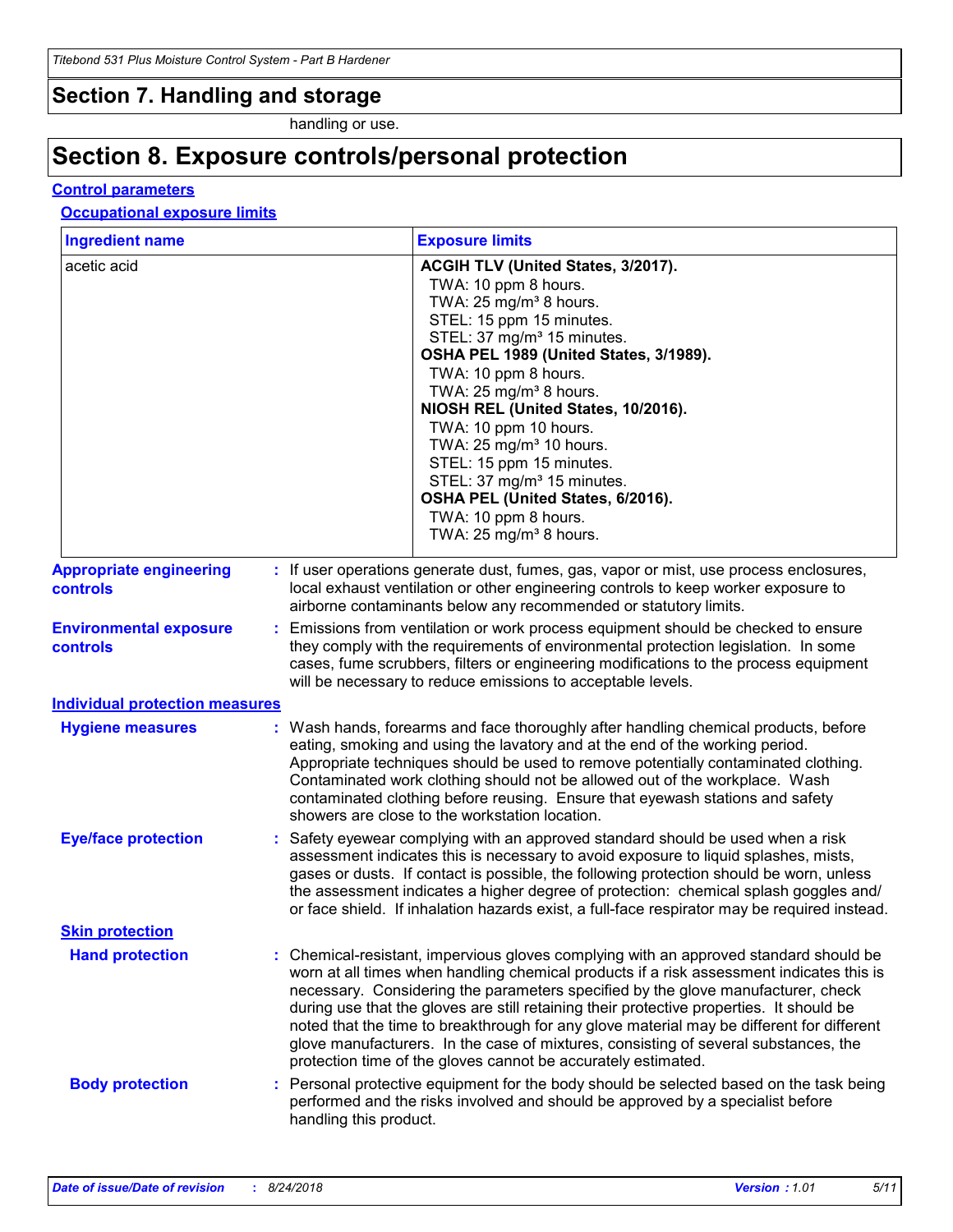## Section 7. Handling and storage

handling or use.

## Section 8. Exposure controls/personal protection

### Control parameters

#### Occupational exposure limits

| Ingredient name | Exposure limits |
| --- | --- |
| acetic acid | **ACGIH TLV (United States, 3/2017).**<br>TWA: 10 ppm 8 hours.<br>TWA: 25 mg/m³ 8 hours.<br>STEL: 15 ppm 15 minutes.<br>STEL: 37 mg/m³ 15 minutes.<br>**OSHA PEL 1989 (United States, 3/1989).**<br>TWA: 10 ppm 8 hours.<br>TWA: 25 mg/m³ 8 hours.<br>**NIOSH REL (United States, 10/2016).**<br>TWA: 10 ppm 10 hours.<br>TWA: 25 mg/m³ 10 hours.<br>STEL: 15 ppm 15 minutes.<br>STEL: 37 mg/m³ 15 minutes.<br>**OSHA PEL (United States, 6/2016).**<br>TWA: 10 ppm 8 hours.<br>TWA: 25 mg/m³ 8 hours. |

**Appropriate engineering controls** : If user operations generate dust, fumes, gas, vapor or mist, use process enclosures, local exhaust ventilation or other engineering controls to keep worker exposure to airborne contaminants below any recommended or statutory limits.

**Environmental exposure controls** : Emissions from ventilation or work process equipment should be checked to ensure they comply with the requirements of environmental protection legislation. In some cases, fume scrubbers, filters or engineering modifications to the process equipment will be necessary to reduce emissions to acceptable levels.

### Individual protection measures

**Hygiene measures** : Wash hands, forearms and face thoroughly after handling chemical products, before eating, smoking and using the lavatory and at the end of the working period. Appropriate techniques should be used to remove potentially contaminated clothing. Contaminated work clothing should not be allowed out of the workplace. Wash contaminated clothing before reusing. Ensure that eyewash stations and safety showers are close to the workstation location.

**Eye/face protection** : Safety eyewear complying with an approved standard should be used when a risk assessment indicates this is necessary to avoid exposure to liquid splashes, mists, gases or dusts. If contact is possible, the following protection should be worn, unless the assessment indicates a higher degree of protection: chemical splash goggles and/ or face shield. If inhalation hazards exist, a full-face respirator may be required instead.

#### Skin protection

**Hand protection** : Chemical-resistant, impervious gloves complying with an approved standard should be worn at all times when handling chemical products if a risk assessment indicates this is necessary. Considering the parameters specified by the glove manufacturer, check during use that the gloves are still retaining their protective properties. It should be noted that the time to breakthrough for any glove material may be different for different glove manufacturers. In the case of mixtures, consisting of several substances, the protection time of the gloves cannot be accurately estimated.

**Body protection** : Personal protective equipment for the body should be selected based on the task being performed and the risks involved and should be approved by a specialist before handling this product.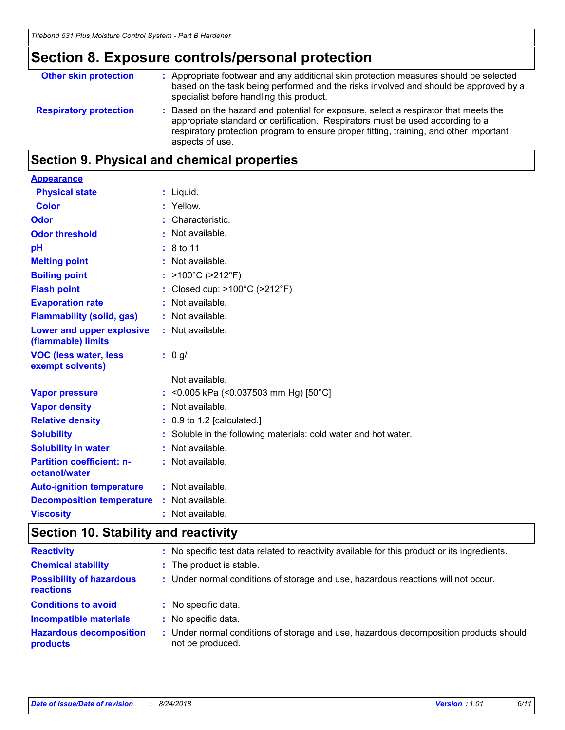## Section 8. Exposure controls/personal protection

| | |
|---|---|
| **Other skin protection** | : Appropriate footwear and any additional skin protection measures should be selected based on the task being performed and the risks involved and should be approved by a specialist before handling this product. |
| **Respiratory protection** | : Based on the hazard and potential for exposure, select a respirator that meets the appropriate standard or certification. Respirators must be used according to a respiratory protection program to ensure proper fitting, training, and other important aspects of use. |

## Section 9. Physical and chemical properties

**Appearance**

| | |
|---|---|
| **Physical state** | : Liquid. |
| **Color** | : Yellow. |
| **Odor** | : Characteristic. |
| **Odor threshold** | : Not available. |
| **pH** | : 8 to 11 |
| **Melting point** | : Not available. |
| **Boiling point** | : >100°C (>212°F) |
| **Flash point** | : Closed cup: >100°C (>212°F) |
| **Evaporation rate** | : Not available. |
| **Flammability (solid, gas)** | : Not available. |
| **Lower and upper explosive (flammable) limits** | : Not available. |
| **VOC (less water, less exempt solvents)** | : 0 g/l |
| | Not available. |
| **Vapor pressure** | : <0.005 kPa (<0.037503 mm Hg) [50°C] |
| **Vapor density** | : Not available. |
| **Relative density** | : 0.9 to 1.2 [calculated.] |
| **Solubility** | : Soluble in the following materials: cold water and hot water. |
| **Solubility in water** | : Not available. |
| **Partition coefficient: n-octanol/water** | : Not available. |
| **Auto-ignition temperature** | : Not available. |
| **Decomposition temperature** | : Not available. |
| **Viscosity** | : Not available. |

## Section 10. Stability and reactivity

| | |
|---|---|
| **Reactivity** | : No specific test data related to reactivity available for this product or its ingredients. |
| **Chemical stability** | : The product is stable. |
| **Possibility of hazardous reactions** | : Under normal conditions of storage and use, hazardous reactions will not occur. |
| **Conditions to avoid** | : No specific data. |
| **Incompatible materials** | : No specific data. |
| **Hazardous decomposition products** | : Under normal conditions of storage and use, hazardous decomposition products should not be produced. |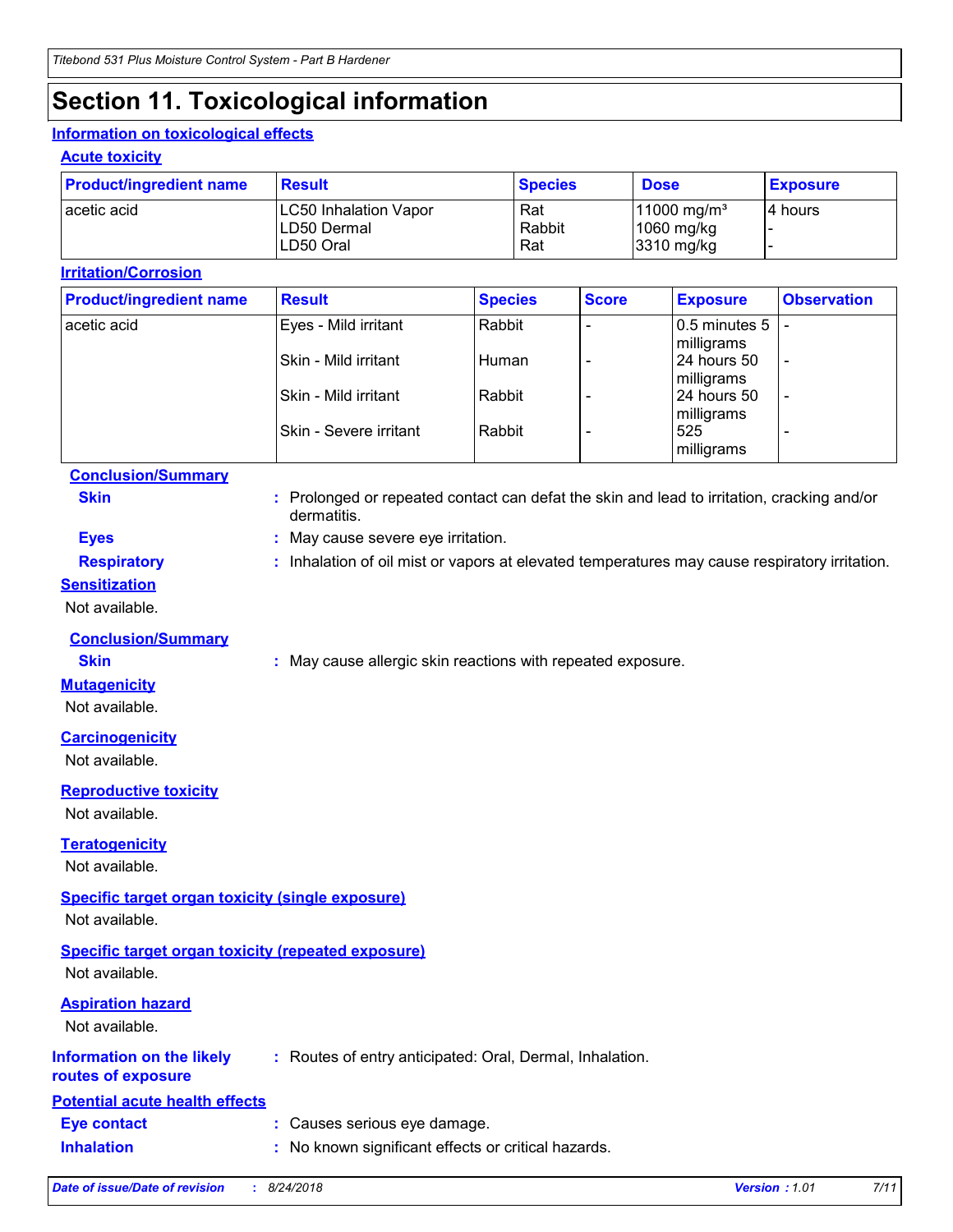# Section 11. Toxicological information

## Information on toxicological effects

### Acute toxicity

| Product/ingredient name | Result | Species | Dose | Exposure |
|---|---|---|---|---|
| acetic acid | LC50 Inhalation Vapor | Rat | 11000 mg/m³ | 4 hours |
| | LD50 Dermal | Rabbit | 1060 mg/kg | - |
| | LD50 Oral | Rat | 3310 mg/kg | - |

### Irritation/Corrosion

| Product/ingredient name | Result | Species | Score | Exposure | Observation |
|---|---|---|---|---|---|
| acetic acid | Eyes - Mild irritant | Rabbit | - | 0.5 minutes 5 milligrams | - |
| | Skin - Mild irritant | Human | - | 24 hours 50 milligrams | - |
| | Skin - Mild irritant | Rabbit | - | 24 hours 50 milligrams | - |
| | Skin - Severe irritant | Rabbit | - | 525 milligrams | - |

**Conclusion/Summary**

**Skin** : Prolonged or repeated contact can defat the skin and lead to irritation, cracking and/or dermatitis.

**Eyes** : May cause severe eye irritation.

**Respiratory** : Inhalation of oil mist or vapors at elevated temperatures may cause respiratory irritation.

### Sensitization

Not available.

**Conclusion/Summary**

**Skin** : May cause allergic skin reactions with repeated exposure.

### Mutagenicity

Not available.

### Carcinogenicity

Not available.

### Reproductive toxicity

Not available.

### Teratogenicity

Not available.

### Specific target organ toxicity (single exposure)

Not available.

### Specific target organ toxicity (repeated exposure)

Not available.

### Aspiration hazard

Not available.

**Information on the likely routes of exposure** : Routes of entry anticipated: Oral, Dermal, Inhalation.

### Potential acute health effects

**Eye contact** : Causes serious eye damage.

**Inhalation** : No known significant effects or critical hazards.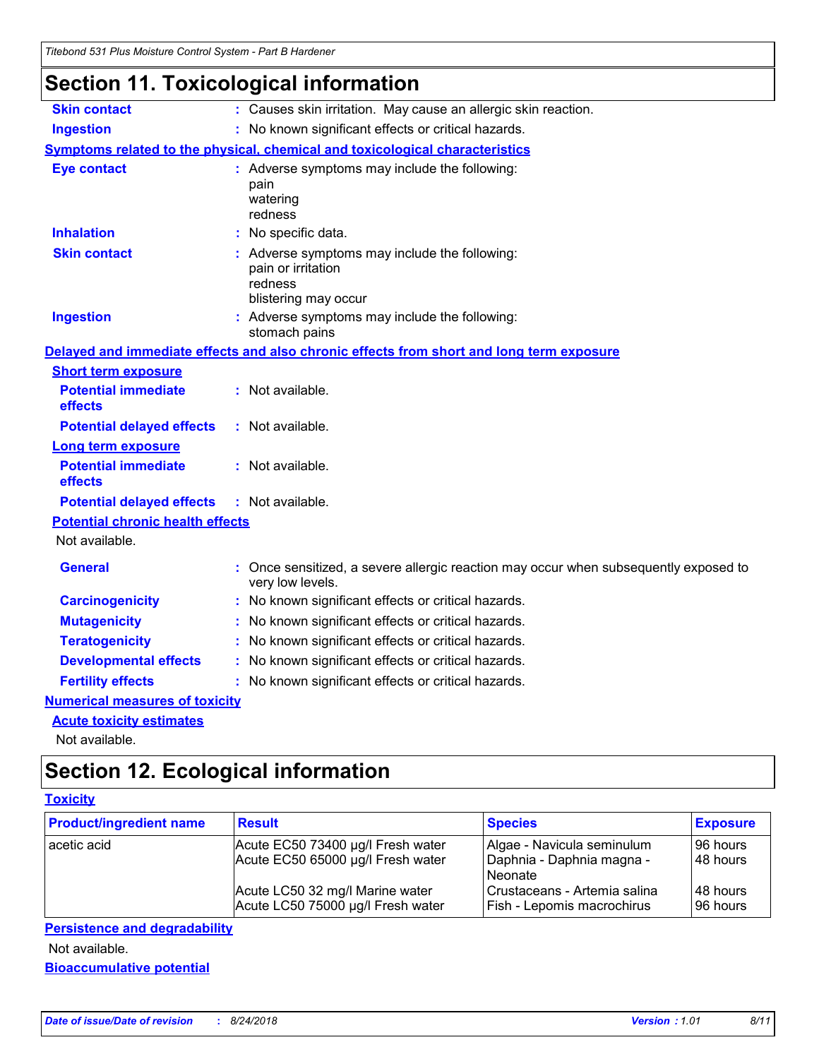# Section 11. Toxicological information

**Skin contact** : Causes skin irritation. May cause an allergic skin reaction.

**Ingestion** : No known significant effects or critical hazards.

**Symptoms related to the physical, chemical and toxicological characteristics**

**Eye contact** : Adverse symptoms may include the following:
pain
watering
redness

**Inhalation** : No specific data.

**Skin contact** : Adverse symptoms may include the following:
pain or irritation
redness
blistering may occur

**Ingestion** : Adverse symptoms may include the following:
stomach pains

**Delayed and immediate effects and also chronic effects from short and long term exposure**

**Short term exposure**

**Potential immediate effects** : Not available.

**Potential delayed effects** : Not available.

**Long term exposure**

**Potential immediate effects** : Not available.

**Potential delayed effects** : Not available.

**Potential chronic health effects**

Not available.

**General** : Once sensitized, a severe allergic reaction may occur when subsequently exposed to very low levels.

**Carcinogenicity** : No known significant effects or critical hazards.

**Mutagenicity** : No known significant effects or critical hazards.

**Teratogenicity** : No known significant effects or critical hazards.

**Developmental effects** : No known significant effects or critical hazards.

**Fertility effects** : No known significant effects or critical hazards.

**Numerical measures of toxicity**

**Acute toxicity estimates**

Not available.

# Section 12. Ecological information

**Toxicity**

| Product/ingredient name | Result | Species | Exposure |
|---|---|---|---|
| acetic acid | Acute EC50 73400 µg/l Fresh water | Algae - Navicula seminulum | 96 hours |
| | Acute EC50 65000 µg/l Fresh water | Daphnia - Daphnia magna - Neonate | 48 hours |
| | Acute LC50 32 mg/l Marine water | Crustaceans - Artemia salina | 48 hours |
| | Acute LC50 75000 µg/l Fresh water | Fish - Lepomis macrochirus | 96 hours |

**Persistence and degradability**

Not available.

**Bioaccumulative potential**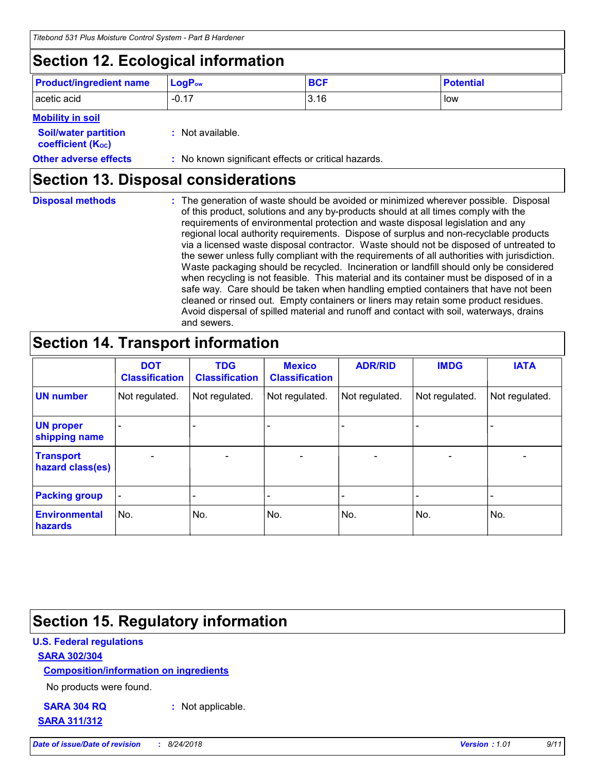## Section 12. Ecological information

| Product/ingredient name | $LogP_{ow}$ | BCF | Potential |
|---|---|---|---|
| acetic acid | -0.17 | 3.16 | low |

**Mobility in soil**

**Soil/water partition coefficient ($K_{OC}$)** : Not available.

**Other adverse effects** : No known significant effects or critical hazards.

## Section 13. Disposal considerations

**Disposal methods** : The generation of waste should be avoided or minimized wherever possible. Disposal of this product, solutions and any by-products should at all times comply with the requirements of environmental protection and waste disposal legislation and any regional local authority requirements. Dispose of surplus and non-recyclable products via a licensed waste disposal contractor. Waste should not be disposed of untreated to the sewer unless fully compliant with the requirements of all authorities with jurisdiction. Waste packaging should be recycled. Incineration or landfill should only be considered when recycling is not feasible. This material and its container must be disposed of in a safe way. Care should be taken when handling emptied containers that have not been cleaned or rinsed out. Empty containers or liners may retain some product residues. Avoid dispersal of spilled material and runoff and contact with soil, waterways, drains and sewers.

## Section 14. Transport information

| | DOT Classification | TDG Classification | Mexico Classification | ADR/RID | IMDG | IATA |
|---|---|---|---|---|---|---|
| **UN number** | Not regulated. | Not regulated. | Not regulated. | Not regulated. | Not regulated. | Not regulated. |
| **UN proper shipping name** | - | - | - | - | - | - |
| **Transport hazard class(es)** | - | - | - | - | - | - |
| **Packing group** | - | - | - | - | - | - |
| **Environmental hazards** | No. | No. | No. | No. | No. | No. |

## Section 15. Regulatory information

**U.S. Federal regulations**

**SARA 302/304**

**Composition/information on ingredients**

No products were found.

**SARA 304 RQ** : Not applicable.

**SARA 311/312**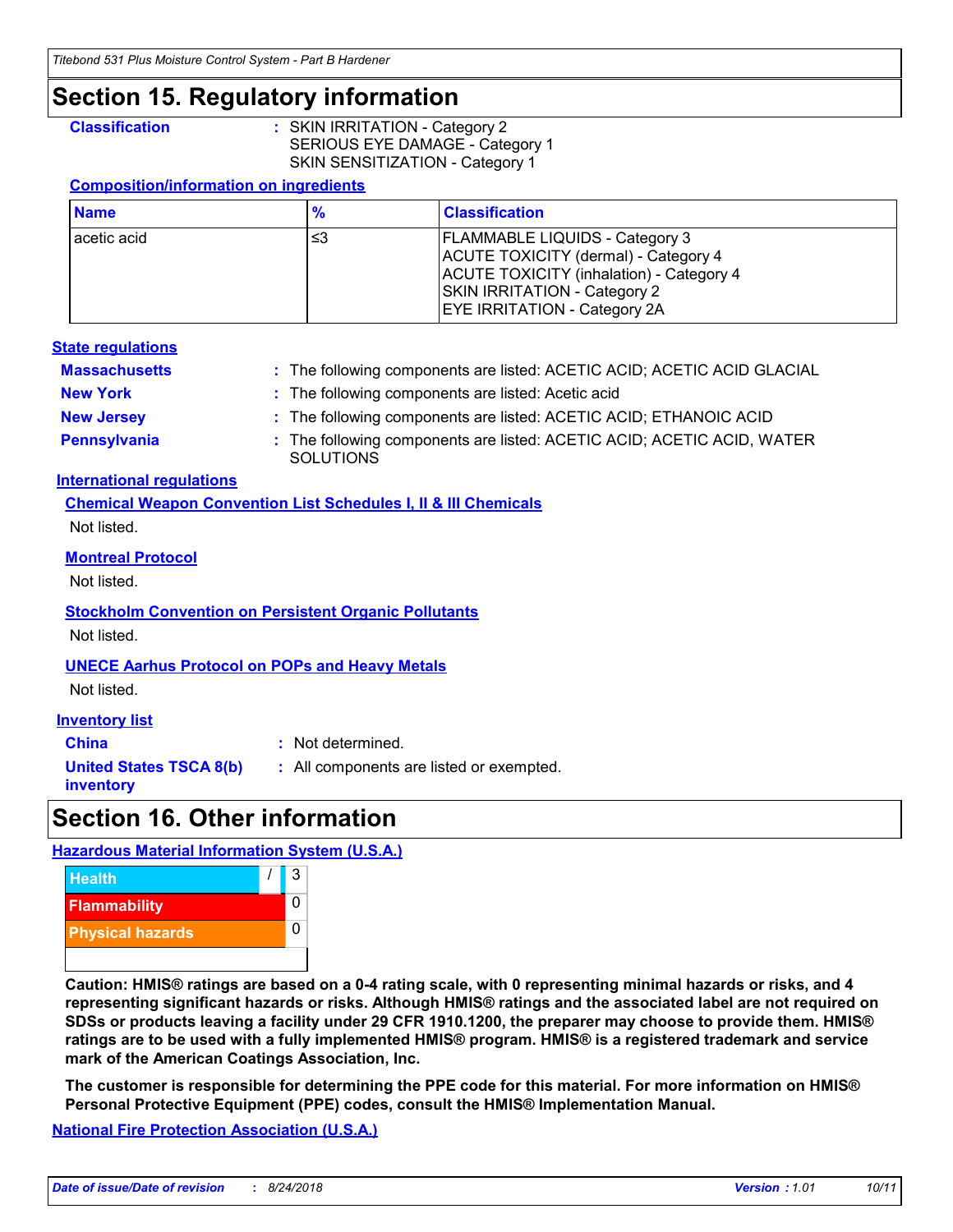# Section 15. Regulatory information

**Classification** : SKIN IRRITATION - Category 2
SERIOUS EYE DAMAGE - Category 1
SKIN SENSITIZATION - Category 1

**Composition/information on ingredients**

| Name | % | Classification |
|---|---|---|
| acetic acid | ≤3 | FLAMMABLE LIQUIDS - Category 3<br>ACUTE TOXICITY (dermal) - Category 4<br>ACUTE TOXICITY (inhalation) - Category 4<br>SKIN IRRITATION - Category 2<br>EYE IRRITATION - Category 2A |

**State regulations**

**Massachusetts** : The following components are listed: ACETIC ACID; ACETIC ACID GLACIAL

**New York** : The following components are listed: Acetic acid

**New Jersey** : The following components are listed: ACETIC ACID; ETHANOIC ACID

**Pennsylvania** : The following components are listed: ACETIC ACID; ACETIC ACID, WATER SOLUTIONS

**International regulations**

**Chemical Weapon Convention List Schedules I, II & III Chemicals**

Not listed.

**Montreal Protocol**

Not listed.

**Stockholm Convention on Persistent Organic Pollutants**

Not listed.

**UNECE Aarhus Protocol on POPs and Heavy Metals**

Not listed.

**Inventory list**

**China** : Not determined.

**United States TSCA 8(b) inventory** : All components are listed or exempted.

# Section 16. Other information

**Hazardous Material Information System (U.S.A.)**

| | | |
|---|---|---|
| Health | / | 3 |
| Flammability | | 0 |
| Physical hazards | | 0 |

**Caution: HMIS® ratings are based on a 0-4 rating scale, with 0 representing minimal hazards or risks, and 4 representing significant hazards or risks. Although HMIS® ratings and the associated label are not required on SDSs or products leaving a facility under 29 CFR 1910.1200, the preparer may choose to provide them. HMIS® ratings are to be used with a fully implemented HMIS® program. HMIS® is a registered trademark and service mark of the American Coatings Association, Inc.**

**The customer is responsible for determining the PPE code for this material. For more information on HMIS® Personal Protective Equipment (PPE) codes, consult the HMIS® Implementation Manual.**

**National Fire Protection Association (U.S.A.)**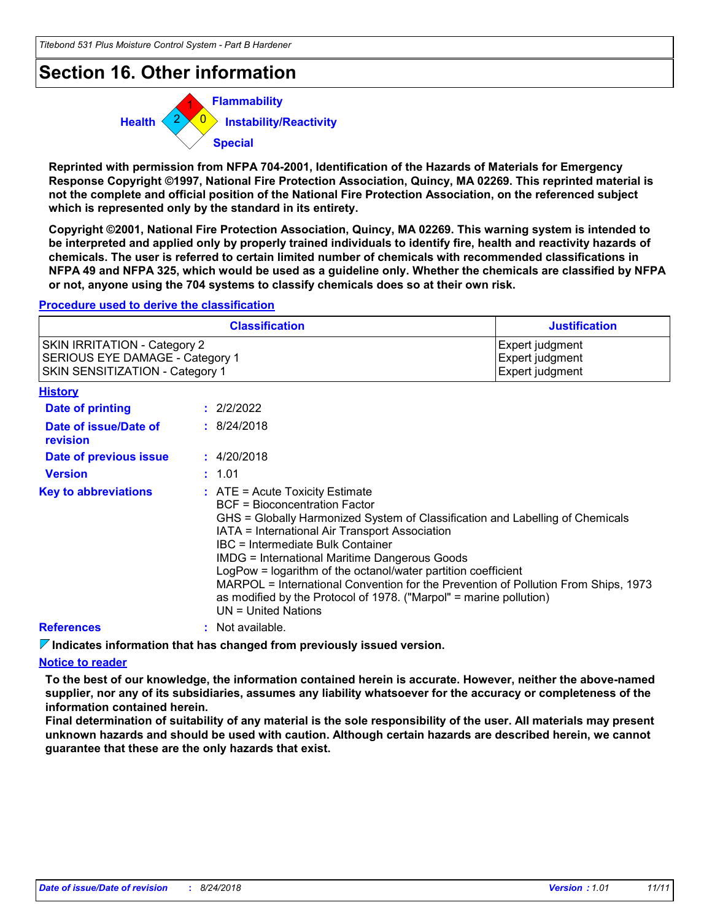# Section 16. Other information

Flammability: 1
Health: 2
Instability/Reactivity: 0
Special

**Reprinted with permission from NFPA 704-2001, Identification of the Hazards of Materials for Emergency Response Copyright ©1997, National Fire Protection Association, Quincy, MA 02269. This reprinted material is not the complete and official position of the National Fire Protection Association, on the referenced subject which is represented only by the standard in its entirety.**

**Copyright ©2001, National Fire Protection Association, Quincy, MA 02269. This warning system is intended to be interpreted and applied only by properly trained individuals to identify fire, health and reactivity hazards of chemicals. The user is referred to certain limited number of chemicals with recommended classifications in NFPA 49 and NFPA 325, which would be used as a guideline only. Whether the chemicals are classified by NFPA or not, anyone using the 704 systems to classify chemicals does so at their own risk.**

**Procedure used to derive the classification**

| Classification | Justification |
|---|---|
| SKIN IRRITATION - Category 2<br>SERIOUS EYE DAMAGE - Category 1<br>SKIN SENSITIZATION - Category 1 | Expert judgment<br>Expert judgment<br>Expert judgment |

**History**

**Date of printing** : 2/2/2022

**Date of issue/Date of revision** : 8/24/2018

**Date of previous issue** : 4/20/2018

**Version** : 1.01

**Key to abbreviations** :
ATE = Acute Toxicity Estimate
BCF = Bioconcentration Factor
GHS = Globally Harmonized System of Classification and Labelling of Chemicals
IATA = International Air Transport Association
IBC = Intermediate Bulk Container
IMDG = International Maritime Dangerous Goods
LogPow = logarithm of the octanol/water partition coefficient
MARPOL = International Convention for the Prevention of Pollution From Ships, 1973 as modified by the Protocol of 1978. ("Marpol" = marine pollution)
UN = United Nations

**References** : Not available.

**Indicates information that has changed from previously issued version.**

**Notice to reader**

**To the best of our knowledge, the information contained herein is accurate. However, neither the above-named supplier, nor any of its subsidiaries, assumes any liability whatsoever for the accuracy or completeness of the information contained herein.**
**Final determination of suitability of any material is the sole responsibility of the user. All materials may present unknown hazards and should be used with caution. Although certain hazards are described herein, we cannot guarantee that these are the only hazards that exist.**